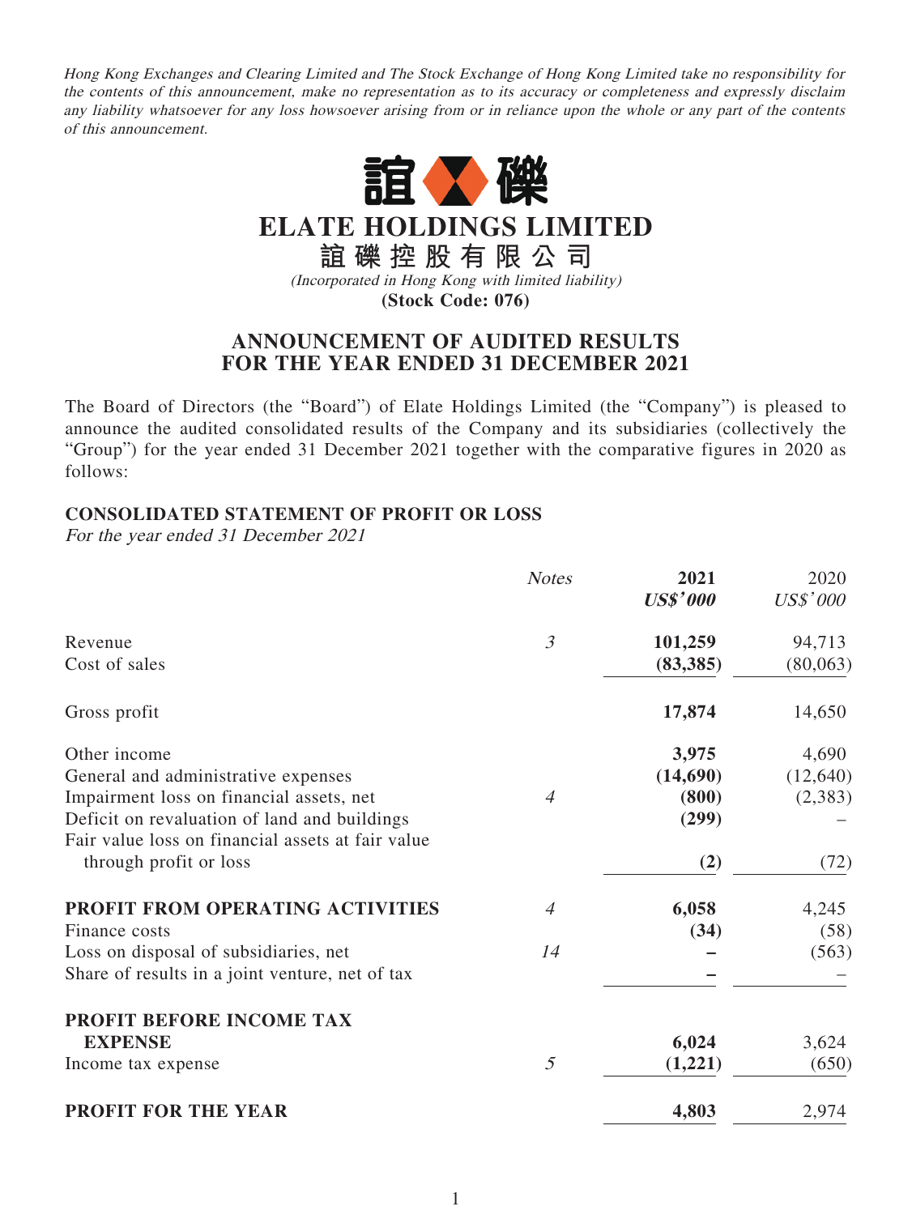*Hong Kong Exchanges and Clearing Limited and The Stock Exchange of Hong Kong Limited take no responsibility for the contents of this announcement, make no representation as to its accuracy or completeness and expressly disclaim any liability whatsoever for any loss howsoever arising from or in reliance upon the whole or any part of the contents of this announcement.*

# ELATE HOLDINGS LIMITED

**誼礫控股有限公司**

*(Incorporated in Hong Kong with limited liability)*

**(Stock Code: 076)**

## ANNOUNCEMENT OF AUDITED RESULTS FOR THE YEAR ENDED 31 DECEMBER 2021

The Board of Directors (the "Board") of Elate Holdings Limited (the "Company") is pleased to announce the audited consolidated results of the Company and its subsidiaries (collectively the "Group") for the year ended 31 December 2021 together with the comparative figures in 2020 as follows:

### CONSOLIDATED STATEMENT OF PROFIT OR LOSS

*For the year ended 31 December 2021*

| | *Notes* | **2021** **US$'000** | 2020 US$'000 |
|---|---|---|---|
| Revenue | 3 | **101,259** | 94,713 |
| Cost of sales | | **(83,385)** | (80,063) |
| Gross profit | | **17,874** | 14,650 |
| Other income | | **3,975** | 4,690 |
| General and administrative expenses | | **(14,690)** | (12,640) |
| Impairment loss on financial assets, net | 4 | **(800)** | (2,383) |
| Deficit on revaluation of land and buildings | | **(299)** | – |
| Fair value loss on financial assets at fair value through profit or loss | | **(2)** | (72) |
| **PROFIT FROM OPERATING ACTIVITIES** | 4 | **6,058** | 4,245 |
| Finance costs | | **(34)** | (58) |
| Loss on disposal of subsidiaries, net | 14 | **–** | (563) |
| Share of results in a joint venture, net of tax | | **–** | – |
| **PROFIT BEFORE INCOME TAX EXPENSE** | | **6,024** | 3,624 |
| Income tax expense | 5 | **(1,221)** | (650) |
| **PROFIT FOR THE YEAR** | | **4,803** | 2,974 |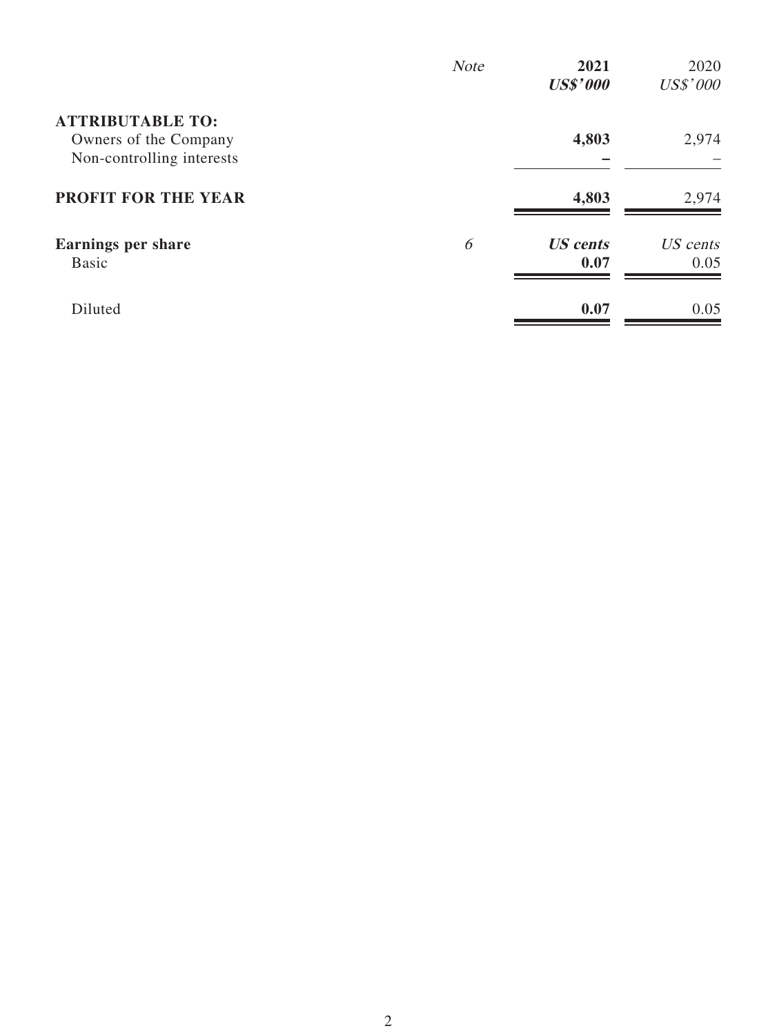| | Note | 2021<br>US$'000 | 2020<br>US$'000 |
|---|---|---|---|
| **ATTRIBUTABLE TO:** | | | |
| Owners of the Company | | **4,803** | 2,974 |
| Non-controlling interests | | **–** | – |
| **PROFIT FOR THE YEAR** | | **4,803** | 2,974 |
| **Earnings per share** | 6 | ***US cents*** | *US cents* |
| Basic | | **0.07** | 0.05 |
| Diluted | | **0.07** | 0.05 |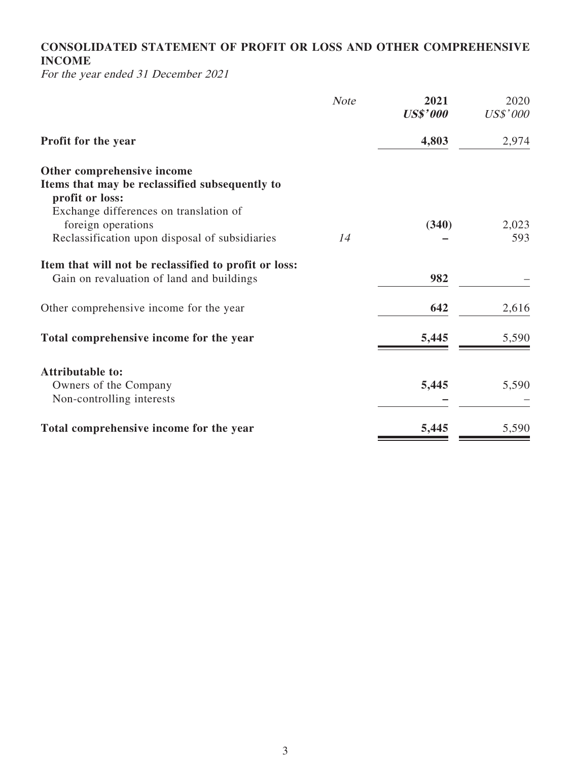## CONSOLIDATED STATEMENT OF PROFIT OR LOSS AND OTHER COMPREHENSIVE INCOME

*For the year ended 31 December 2021*

| | *Note* | **2021** | 2020 |
|---|---|---|---|
| | | ***US$'000*** | *US$'000* |
| **Profit for the year** | | **4,803** | 2,974 |
| **Other comprehensive income** | | | |
| **Items that may be reclassified subsequently to profit or loss:** | | | |
| Exchange differences on translation of foreign operations | | **(340)** | 2,023 |
| Reclassification upon disposal of subsidiaries | *14* | **–** | 593 |
| **Item that will not be reclassified to profit or loss:** | | | |
| Gain on revaluation of land and buildings | | **982** | – |
| Other comprehensive income for the year | | **642** | 2,616 |
| **Total comprehensive income for the year** | | **5,445** | 5,590 |
| **Attributable to:** | | | |
| Owners of the Company | | **5,445** | 5,590 |
| Non-controlling interests | | **–** | – |
| **Total comprehensive income for the year** | | **5,445** | 5,590 |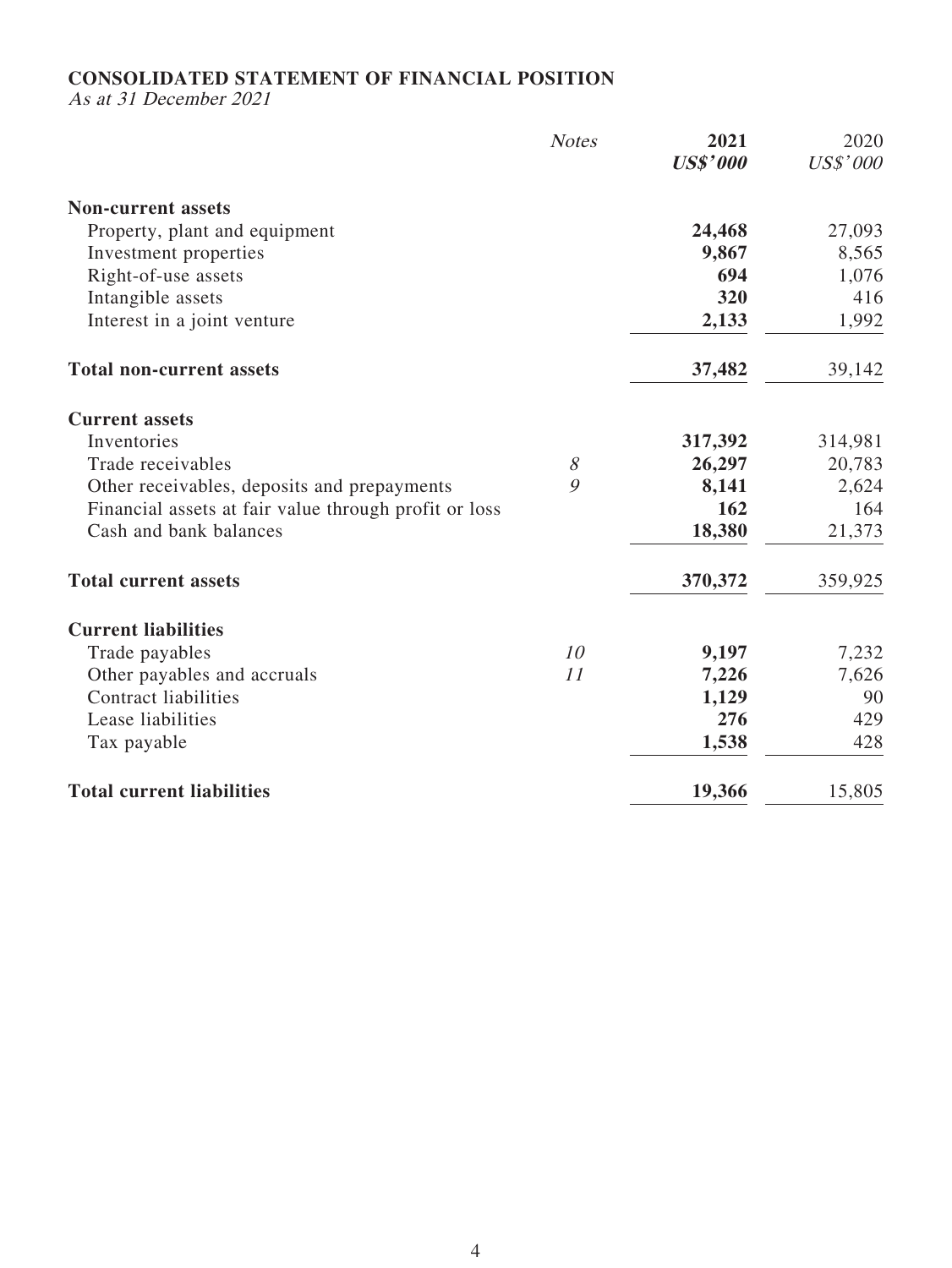# CONSOLIDATED STATEMENT OF FINANCIAL POSITION

*As at 31 December 2021*

| | *Notes* | **2021** | 2020 |
|---|---|---|---|
| | | ***US$'000*** | *US$'000* |
| **Non-current assets** | | | |
| Property, plant and equipment | | **24,468** | 27,093 |
| Investment properties | | **9,867** | 8,565 |
| Right-of-use assets | | **694** | 1,076 |
| Intangible assets | | **320** | 416 |
| Interest in a joint venture | | **2,133** | 1,992 |
| **Total non-current assets** | | **37,482** | 39,142 |
| **Current assets** | | | |
| Inventories | | **317,392** | 314,981 |
| Trade receivables | *8* | **26,297** | 20,783 |
| Other receivables, deposits and prepayments | *9* | **8,141** | 2,624 |
| Financial assets at fair value through profit or loss | | **162** | 164 |
| Cash and bank balances | | **18,380** | 21,373 |
| **Total current assets** | | **370,372** | 359,925 |
| **Current liabilities** | | | |
| Trade payables | *10* | **9,197** | 7,232 |
| Other payables and accruals | *11* | **7,226** | 7,626 |
| Contract liabilities | | **1,129** | 90 |
| Lease liabilities | | **276** | 429 |
| Tax payable | | **1,538** | 428 |
| **Total current liabilities** | | **19,366** | 15,805 |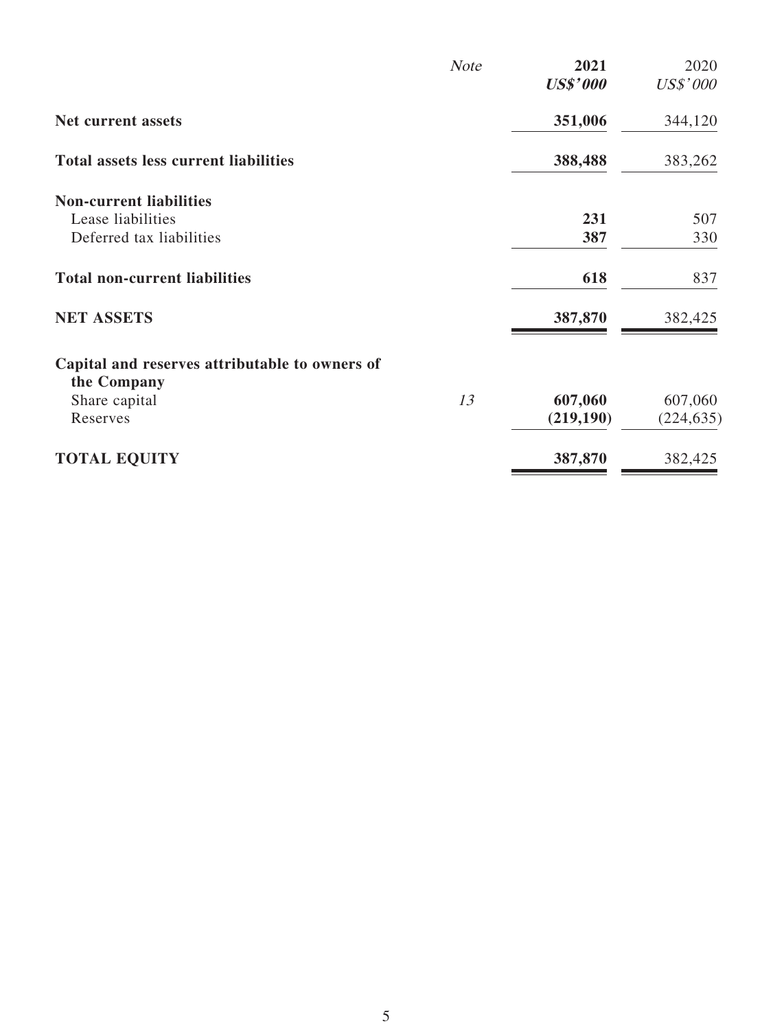| | Note | 2021 US$'000 | 2020 US$'000 |
|---|---|---|---|
| **Net current assets** | | **351,006** | 344,120 |
| **Total assets less current liabilities** | | **388,488** | 383,262 |
| **Non-current liabilities** | | | |
| Lease liabilities | | **231** | 507 |
| Deferred tax liabilities | | **387** | 330 |
| **Total non-current liabilities** | | **618** | 837 |
| **NET ASSETS** | | **387,870** | 382,425 |
| **Capital and reserves attributable to owners of the Company** | | | |
| Share capital | 13 | **607,060** | 607,060 |
| Reserves | | **(219,190)** | (224,635) |
| **TOTAL EQUITY** | | **387,870** | 382,425 |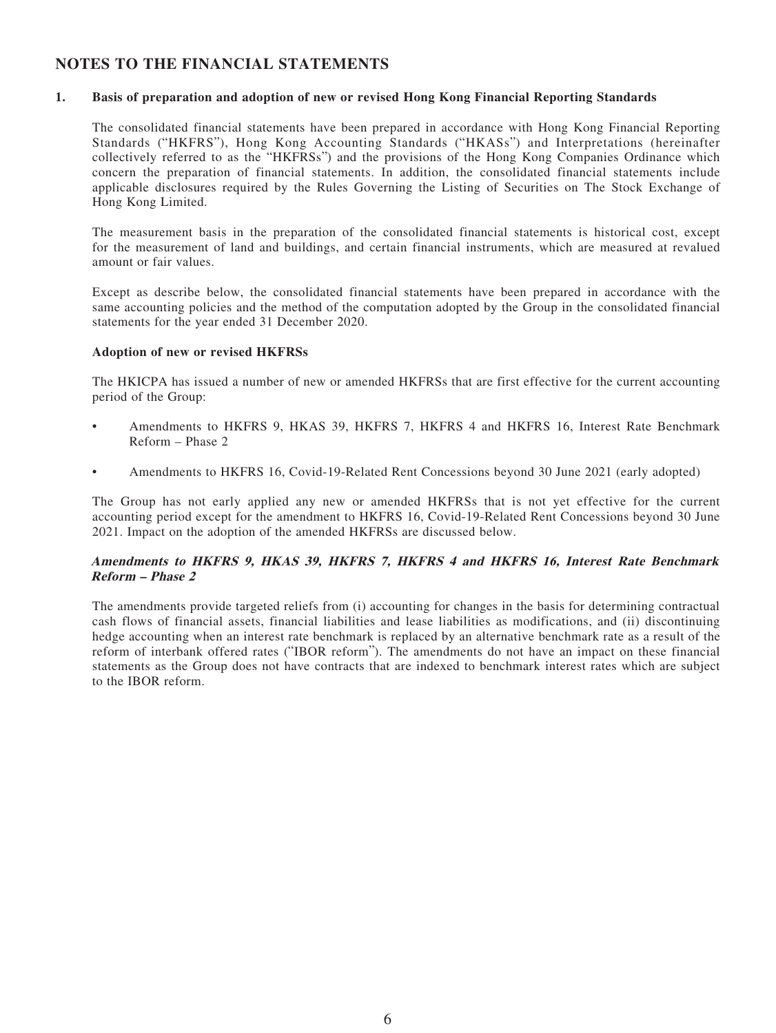# NOTES TO THE FINANCIAL STATEMENTS

## 1. Basis of preparation and adoption of new or revised Hong Kong Financial Reporting Standards

The consolidated financial statements have been prepared in accordance with Hong Kong Financial Reporting Standards ("HKFRS"), Hong Kong Accounting Standards ("HKASs") and Interpretations (hereinafter collectively referred to as the "HKFRSs") and the provisions of the Hong Kong Companies Ordinance which concern the preparation of financial statements. In addition, the consolidated financial statements include applicable disclosures required by the Rules Governing the Listing of Securities on The Stock Exchange of Hong Kong Limited.

The measurement basis in the preparation of the consolidated financial statements is historical cost, except for the measurement of land and buildings, and certain financial instruments, which are measured at revalued amount or fair values.

Except as describe below, the consolidated financial statements have been prepared in accordance with the same accounting policies and the method of the computation adopted by the Group in the consolidated financial statements for the year ended 31 December 2020.

### Adoption of new or revised HKFRSs

The HKICPA has issued a number of new or amended HKFRSs that are first effective for the current accounting period of the Group:

- Amendments to HKFRS 9, HKAS 39, HKFRS 7, HKFRS 4 and HKFRS 16, Interest Rate Benchmark Reform – Phase 2
- Amendments to HKFRS 16, Covid-19-Related Rent Concessions beyond 30 June 2021 (early adopted)

The Group has not early applied any new or amended HKFRSs that is not yet effective for the current accounting period except for the amendment to HKFRS 16, Covid-19-Related Rent Concessions beyond 30 June 2021. Impact on the adoption of the amended HKFRSs are discussed below.

#### *Amendments to HKFRS 9, HKAS 39, HKFRS 7, HKFRS 4 and HKFRS 16, Interest Rate Benchmark Reform – Phase 2*

The amendments provide targeted reliefs from (i) accounting for changes in the basis for determining contractual cash flows of financial assets, financial liabilities and lease liabilities as modifications, and (ii) discontinuing hedge accounting when an interest rate benchmark is replaced by an alternative benchmark rate as a result of the reform of interbank offered rates ("IBOR reform"). The amendments do not have an impact on these financial statements as the Group does not have contracts that are indexed to benchmark interest rates which are subject to the IBOR reform.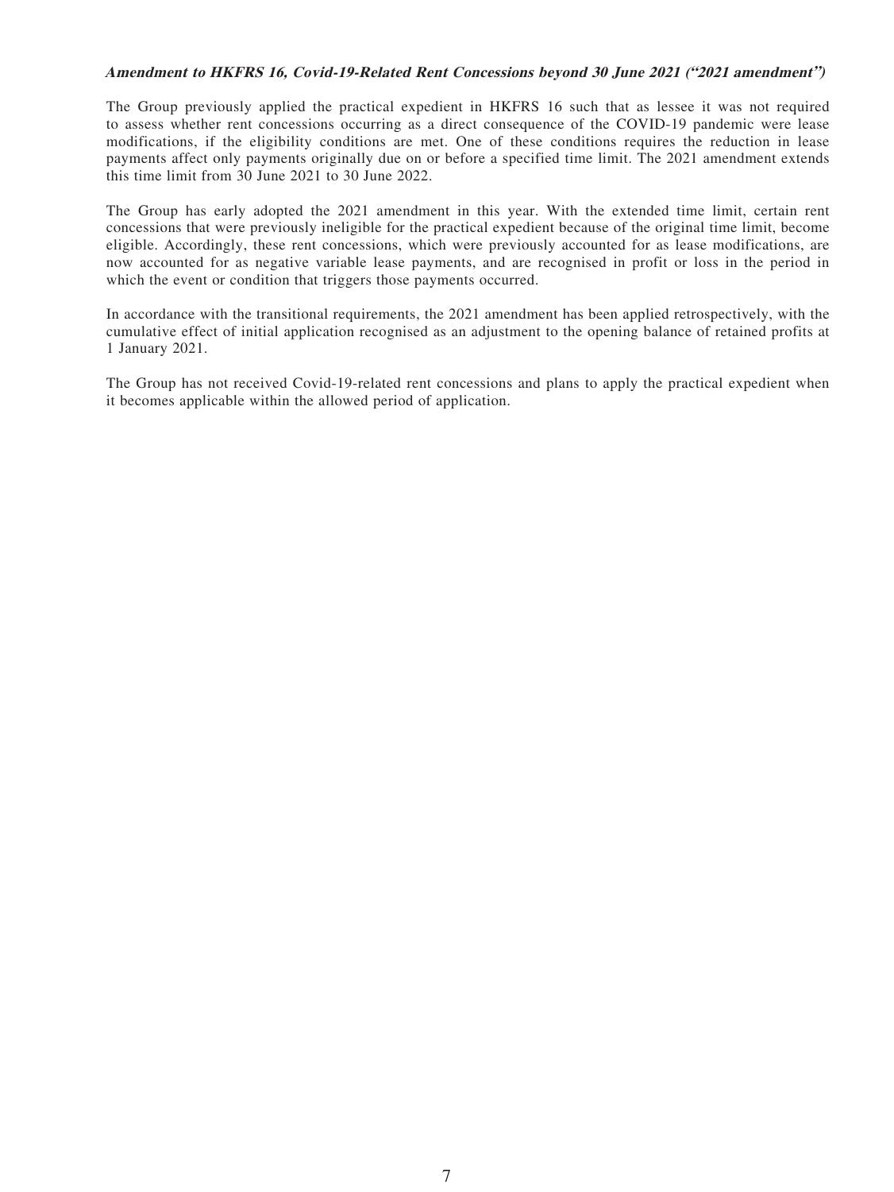***Amendment to HKFRS 16, Covid-19-Related Rent Concessions beyond 30 June 2021 ("2021 amendment")***

The Group previously applied the practical expedient in HKFRS 16 such that as lessee it was not required to assess whether rent concessions occurring as a direct consequence of the COVID-19 pandemic were lease modifications, if the eligibility conditions are met. One of these conditions requires the reduction in lease payments affect only payments originally due on or before a specified time limit. The 2021 amendment extends this time limit from 30 June 2021 to 30 June 2022.

The Group has early adopted the 2021 amendment in this year. With the extended time limit, certain rent concessions that were previously ineligible for the practical expedient because of the original time limit, become eligible. Accordingly, these rent concessions, which were previously accounted for as lease modifications, are now accounted for as negative variable lease payments, and are recognised in profit or loss in the period in which the event or condition that triggers those payments occurred.

In accordance with the transitional requirements, the 2021 amendment has been applied retrospectively, with the cumulative effect of initial application recognised as an adjustment to the opening balance of retained profits at 1 January 2021.

The Group has not received Covid-19-related rent concessions and plans to apply the practical expedient when it becomes applicable within the allowed period of application.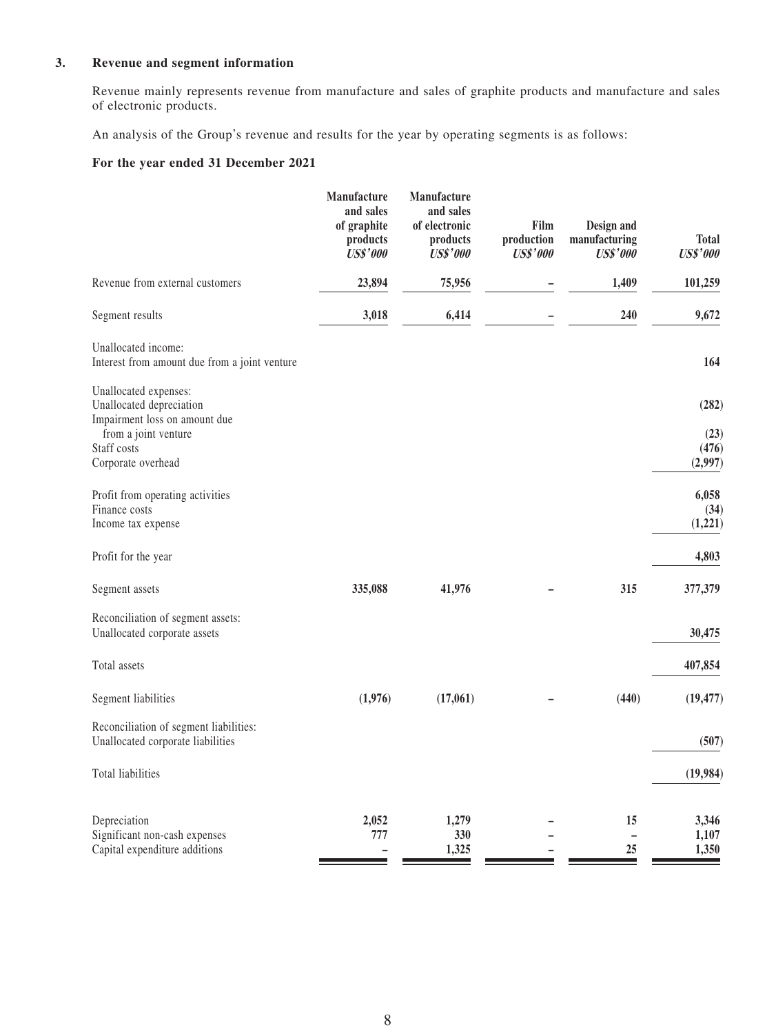### 3. Revenue and segment information

Revenue mainly represents revenue from manufacture and sales of graphite products and manufacture and sales of electronic products.

An analysis of the Group's revenue and results for the year by operating segments is as follows:

**For the year ended 31 December 2021**

| | Manufacture and sales of graphite products *US$'000* | Manufacture and sales of electronic products *US$'000* | Film production *US$'000* | Design and manufacturing *US$'000* | Total *US$'000* |
|---|---|---|---|---|---|
| Revenue from external customers | 23,894 | 75,956 | – | 1,409 | 101,259 |
| Segment results | 3,018 | 6,414 | – | 240 | 9,672 |
| Unallocated income: | | | | | |
| Interest from amount due from a joint venture | | | | | 164 |
| Unallocated expenses: | | | | | |
| Unallocated depreciation | | | | | (282) |
| Impairment loss on amount due from a joint venture | | | | | (23) |
| Staff costs | | | | | (476) |
| Corporate overhead | | | | | (2,997) |
| Profit from operating activities | | | | | 6,058 |
| Finance costs | | | | | (34) |
| Income tax expense | | | | | (1,221) |
| Profit for the year | | | | | 4,803 |
| Segment assets | 335,088 | 41,976 | – | 315 | 377,379 |
| Reconciliation of segment assets: | | | | | |
| Unallocated corporate assets | | | | | 30,475 |
| Total assets | | | | | 407,854 |
| Segment liabilities | (1,976) | (17,061) | – | (440) | (19,477) |
| Reconciliation of segment liabilities: | | | | | |
| Unallocated corporate liabilities | | | | | (507) |
| Total liabilities | | | | | (19,984) |
| Depreciation | 2,052 | 1,279 | – | 15 | 3,346 |
| Significant non-cash expenses | 777 | 330 | – | – | 1,107 |
| Capital expenditure additions | – | 1,325 | – | 25 | 1,350 |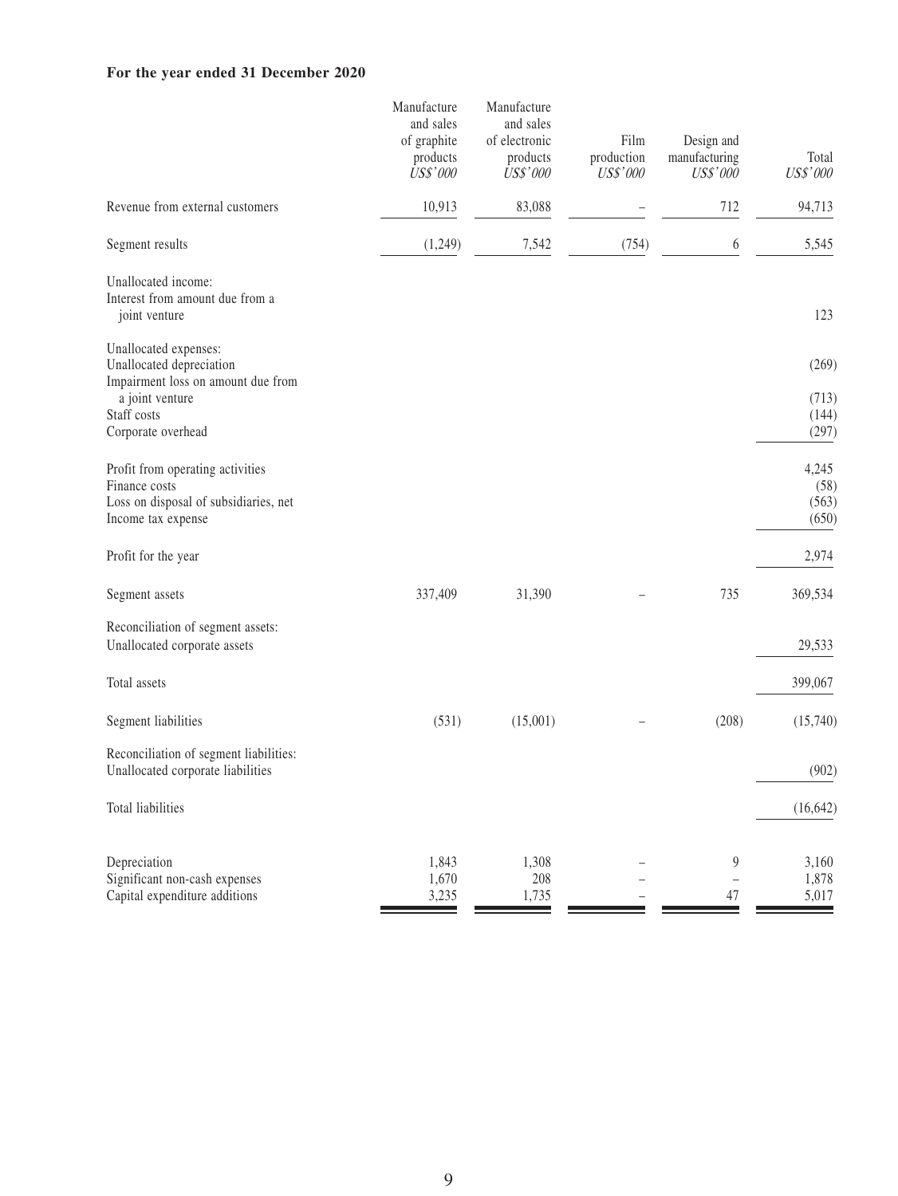**For the year ended 31 December 2020**

| | Manufacture and sales of graphite products *US$'000* | Manufacture and sales of electronic products *US$'000* | Film production *US$'000* | Design and manufacturing *US$'000* | Total *US$'000* |
|---|---|---|---|---|---|
| Revenue from external customers | 10,913 | 83,088 | – | 712 | 94,713 |
| Segment results | (1,249) | 7,542 | (754) | 6 | 5,545 |
| Unallocated income: | | | | | |
| Interest from amount due from a joint venture | | | | | 123 |
| Unallocated expenses: | | | | | |
| Unallocated depreciation | | | | | (269) |
| Impairment loss on amount due from a joint venture | | | | | (713) |
| Staff costs | | | | | (144) |
| Corporate overhead | | | | | (297) |
| Profit from operating activities | | | | | 4,245 |
| Finance costs | | | | | (58) |
| Loss on disposal of subsidiaries, net | | | | | (563) |
| Income tax expense | | | | | (650) |
| Profit for the year | | | | | 2,974 |
| Segment assets | 337,409 | 31,390 | – | 735 | 369,534 |
| Reconciliation of segment assets: | | | | | |
| Unallocated corporate assets | | | | | 29,533 |
| Total assets | | | | | 399,067 |
| Segment liabilities | (531) | (15,001) | – | (208) | (15,740) |
| Reconciliation of segment liabilities: | | | | | |
| Unallocated corporate liabilities | | | | | (902) |
| Total liabilities | | | | | (16,642) |
| Depreciation | 1,843 | 1,308 | – | 9 | 3,160 |
| Significant non-cash expenses | 1,670 | 208 | – | – | 1,878 |
| Capital expenditure additions | 3,235 | 1,735 | – | 47 | 5,017 |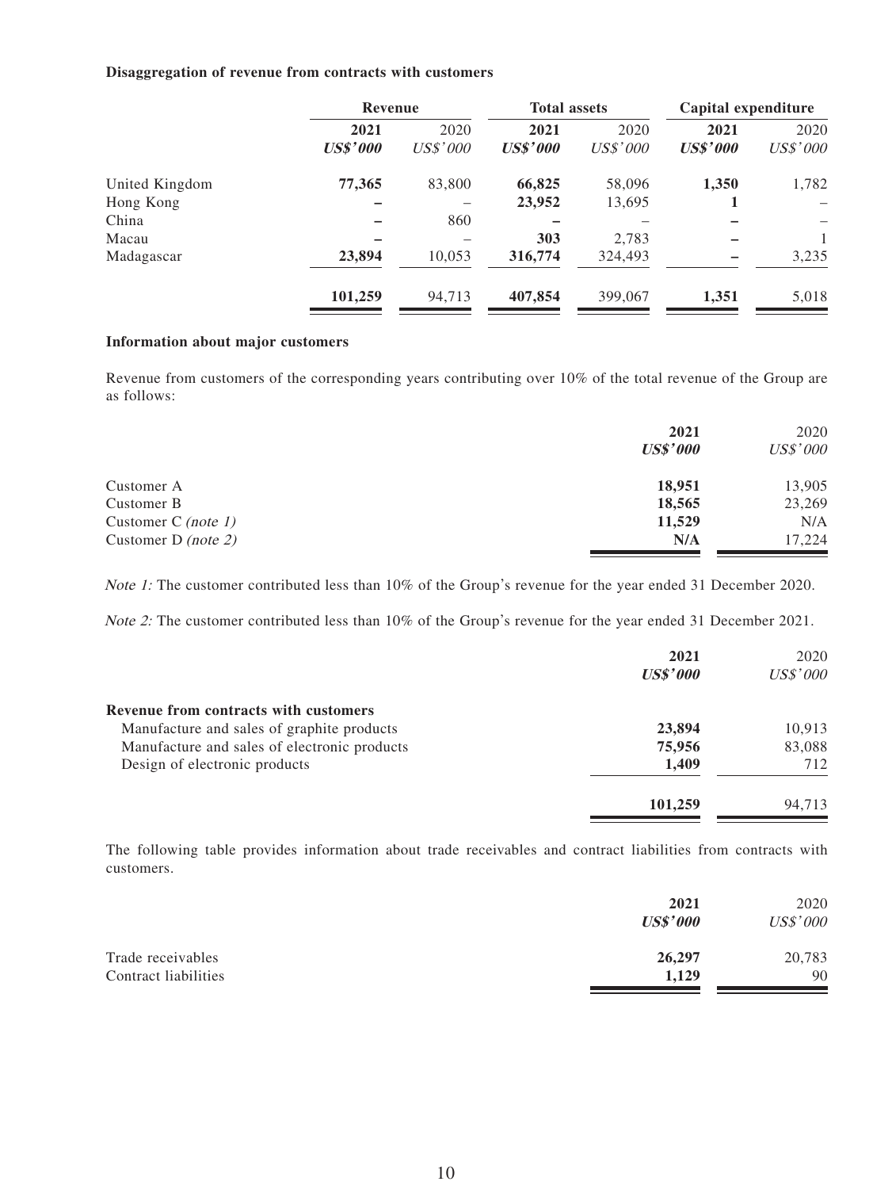**Disaggregation of revenue from contracts with customers**

| | Revenue | | Total assets | | Capital expenditure | |
|---|---|---|---|---|---|---|
| | **2021** | 2020 | **2021** | 2020 | **2021** | 2020 |
| | ***US$'000*** | *US$'000* | ***US$'000*** | *US$'000* | ***US$'000*** | *US$'000* |
| United Kingdom | **77,365** | 83,800 | **66,825** | 58,096 | **1,350** | 1,782 |
| Hong Kong | **–** | – | **23,952** | 13,695 | **1** | – |
| China | **–** | 860 | **–** | – | **–** | – |
| Macau | **–** | – | **303** | 2,783 | **–** | 1 |
| Madagascar | **23,894** | 10,053 | **316,774** | 324,493 | **–** | 3,235 |
| | **101,259** | 94,713 | **407,854** | 399,067 | **1,351** | 5,018 |

**Information about major customers**

Revenue from customers of the corresponding years contributing over 10% of the total revenue of the Group are as follows:

| | **2021** | 2020 |
|---|---|---|
| | ***US$'000*** | *US$'000* |
| Customer A | **18,951** | 13,905 |
| Customer B | **18,565** | 23,269 |
| Customer C *(note 1)* | **11,529** | N/A |
| Customer D *(note 2)* | **N/A** | 17,224 |

*Note 1:* The customer contributed less than 10% of the Group's revenue for the year ended 31 December 2020.

*Note 2:* The customer contributed less than 10% of the Group's revenue for the year ended 31 December 2021.

| | **2021** | 2020 |
|---|---|---|
| | ***US$'000*** | *US$'000* |
| **Revenue from contracts with customers** | | |
| Manufacture and sales of graphite products | **23,894** | 10,913 |
| Manufacture and sales of electronic products | **75,956** | 83,088 |
| Design of electronic products | **1,409** | 712 |
| | **101,259** | 94,713 |

The following table provides information about trade receivables and contract liabilities from contracts with customers.

| | **2021** | 2020 |
|---|---|---|
| | ***US$'000*** | *US$'000* |
| Trade receivables | **26,297** | 20,783 |
| Contract liabilities | **1,129** | 90 |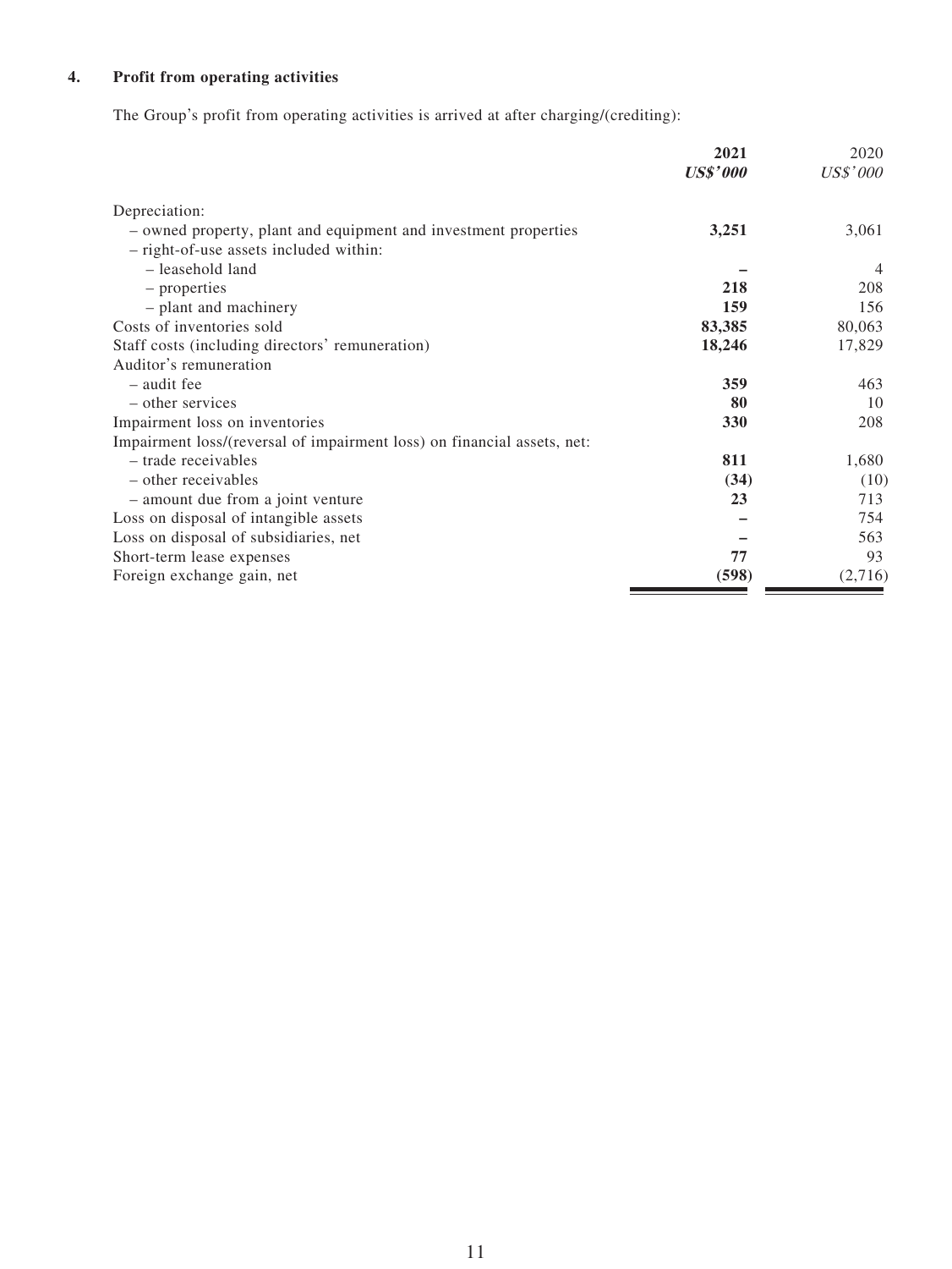### 4. Profit from operating activities

The Group's profit from operating activities is arrived at after charging/(crediting):

| | **2021** | 2020 |
|---|---|---|
| | ***US$'000*** | *US$'000* |
| Depreciation: | | |
| – owned property, plant and equipment and investment properties | **3,251** | 3,061 |
| – right-of-use assets included within: | | |
| – leasehold land | **–** | 4 |
| – properties | **218** | 208 |
| – plant and machinery | **159** | 156 |
| Costs of inventories sold | **83,385** | 80,063 |
| Staff costs (including directors' remuneration) | **18,246** | 17,829 |
| Auditor's remuneration | | |
| – audit fee | **359** | 463 |
| – other services | **80** | 10 |
| Impairment loss on inventories | **330** | 208 |
| Impairment loss/(reversal of impairment loss) on financial assets, net: | | |
| – trade receivables | **811** | 1,680 |
| – other receivables | **(34)** | (10) |
| – amount due from a joint venture | **23** | 713 |
| Loss on disposal of intangible assets | **–** | 754 |
| Loss on disposal of subsidiaries, net | **–** | 563 |
| Short-term lease expenses | **77** | 93 |
| Foreign exchange gain, net | **(598)** | (2,716) |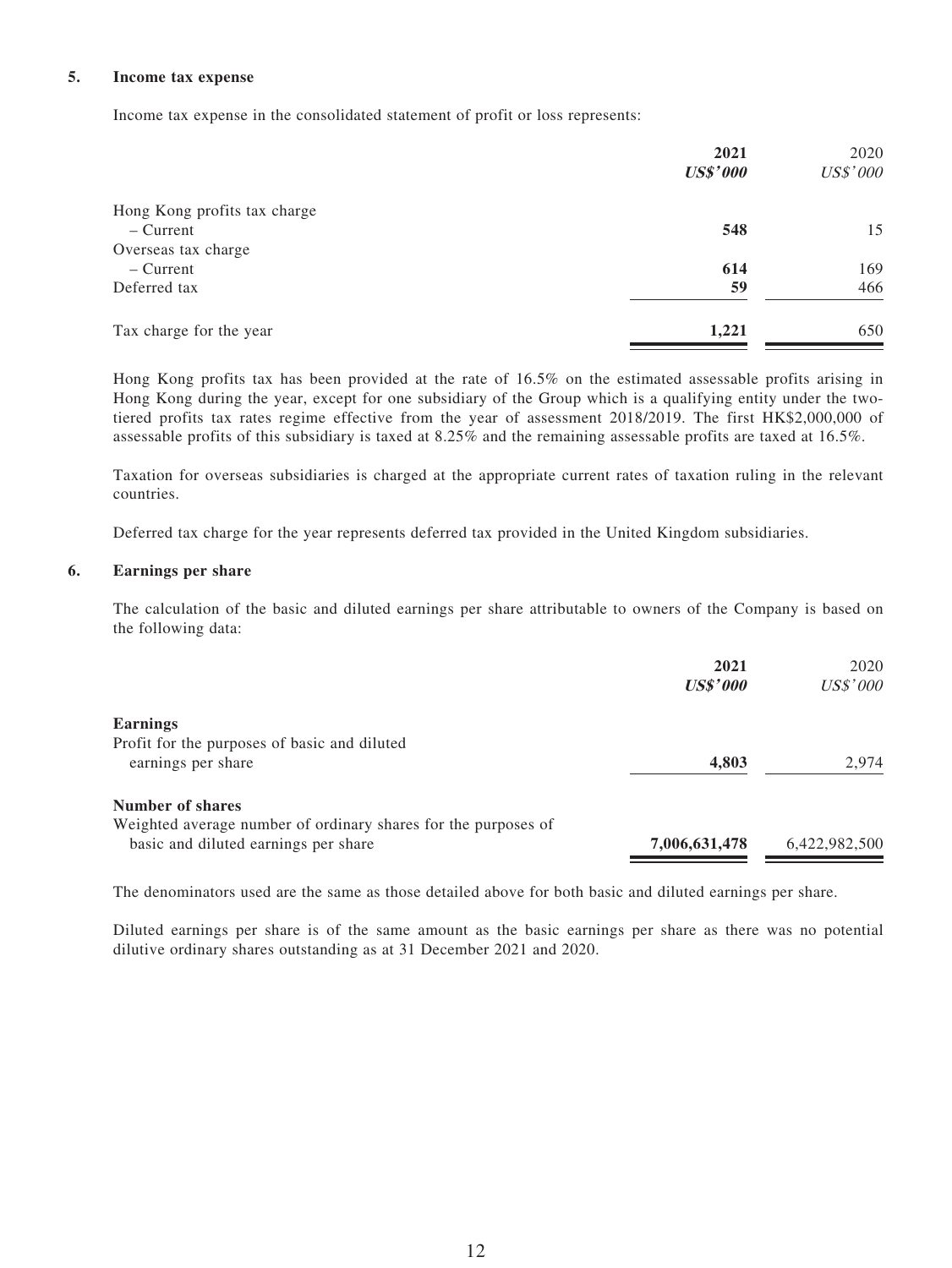## 5. Income tax expense

Income tax expense in the consolidated statement of profit or loss represents:

| | **2021** | 2020 |
|---|---|---|
| | ***US$'000*** | *US$'000* |
| Hong Kong profits tax charge | | |
| – Current | **548** | 15 |
| Overseas tax charge | | |
| – Current | **614** | 169 |
| Deferred tax | **59** | 466 |
| Tax charge for the year | **1,221** | 650 |

Hong Kong profits tax has been provided at the rate of 16.5% on the estimated assessable profits arising in Hong Kong during the year, except for one subsidiary of the Group which is a qualifying entity under the two-tiered profits tax rates regime effective from the year of assessment 2018/2019. The first HK$2,000,000 of assessable profits of this subsidiary is taxed at 8.25% and the remaining assessable profits are taxed at 16.5%.

Taxation for overseas subsidiaries is charged at the appropriate current rates of taxation ruling in the relevant countries.

Deferred tax charge for the year represents deferred tax provided in the United Kingdom subsidiaries.

## 6. Earnings per share

The calculation of the basic and diluted earnings per share attributable to owners of the Company is based on the following data:

| | **2021** | 2020 |
|---|---|---|
| | ***US$'000*** | *US$'000* |
| **Earnings** | | |
| Profit for the purposes of basic and diluted earnings per share | **4,803** | 2,974 |
| **Number of shares** | | |
| Weighted average number of ordinary shares for the purposes of basic and diluted earnings per share | **7,006,631,478** | 6,422,982,500 |

The denominators used are the same as those detailed above for both basic and diluted earnings per share.

Diluted earnings per share is of the same amount as the basic earnings per share as there was no potential dilutive ordinary shares outstanding as at 31 December 2021 and 2020.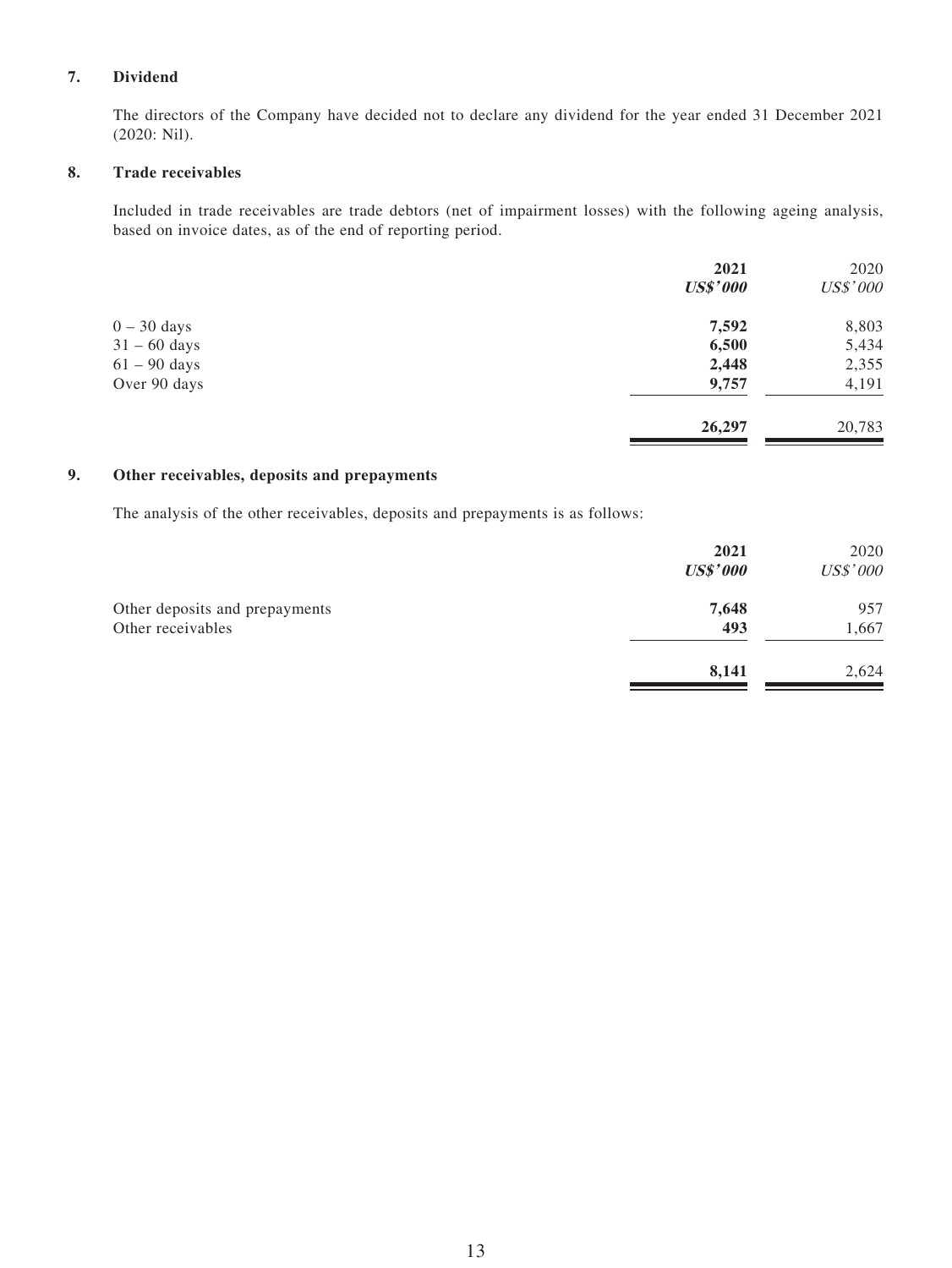## 7. Dividend

The directors of the Company have decided not to declare any dividend for the year ended 31 December 2021 (2020: Nil).

## 8. Trade receivables

Included in trade receivables are trade debtors (net of impairment losses) with the following ageing analysis, based on invoice dates, as of the end of reporting period.

| | **2021** | 2020 |
|---|---|---|
| | ***US$'000*** | *US$'000* |
| 0 – 30 days | **7,592** | 8,803 |
| 31 – 60 days | **6,500** | 5,434 |
| 61 – 90 days | **2,448** | 2,355 |
| Over 90 days | **9,757** | 4,191 |
| | **26,297** | 20,783 |

## 9. Other receivables, deposits and prepayments

The analysis of the other receivables, deposits and prepayments is as follows:

| | **2021** | 2020 |
|---|---|---|
| | ***US$'000*** | *US$'000* |
| Other deposits and prepayments | **7,648** | 957 |
| Other receivables | **493** | 1,667 |
| | **8,141** | 2,624 |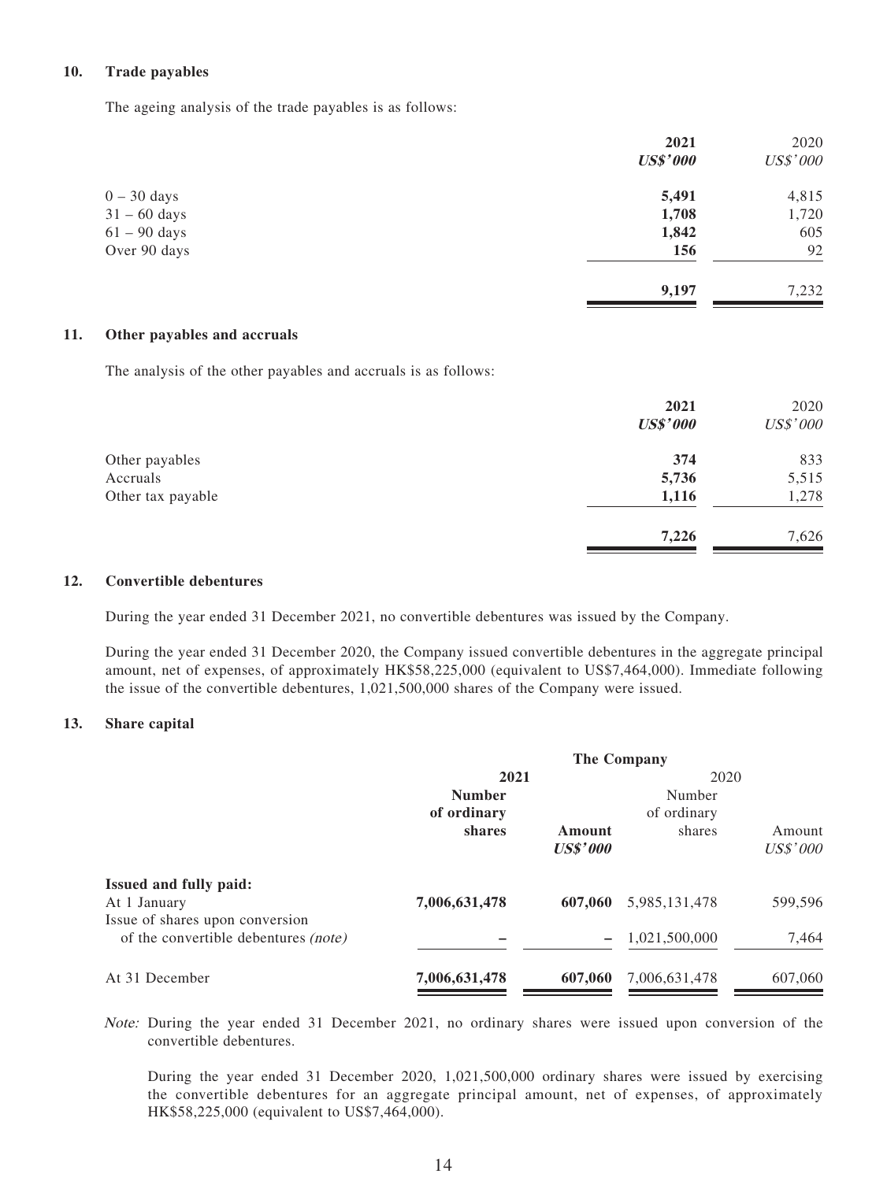## 10. Trade payables

The ageing analysis of the trade payables is as follows:

| | 2021 *US$'000* | 2020 *US$'000* |
|---|---|---|
| 0 – 30 days | **5,491** | 4,815 |
| 31 – 60 days | **1,708** | 1,720 |
| 61 – 90 days | **1,842** | 605 |
| Over 90 days | **156** | 92 |
| | **9,197** | 7,232 |

## 11. Other payables and accruals

The analysis of the other payables and accruals is as follows:

| | 2021 *US$'000* | 2020 *US$'000* |
|---|---|---|
| Other payables | **374** | 833 |
| Accruals | **5,736** | 5,515 |
| Other tax payable | **1,116** | 1,278 |
| | **7,226** | 7,626 |

## 12. Convertible debentures

During the year ended 31 December 2021, no convertible debentures was issued by the Company.

During the year ended 31 December 2020, the Company issued convertible debentures in the aggregate principal amount, net of expenses, of approximately HK$58,225,000 (equivalent to US$7,464,000). Immediate following the issue of the convertible debentures, 1,021,500,000 shares of the Company were issued.

## 13. Share capital

| | The Company | | | |
|---|---|---|---|---|
| | 2021 | | 2020 | |
| | Number of ordinary shares | Amount *US$'000* | Number of ordinary shares | Amount *US$'000* |
| **Issued and fully paid:** | | | | |
| At 1 January | **7,006,631,478** | **607,060** | 5,985,131,478 | 599,596 |
| Issue of shares upon conversion of the convertible debentures *(note)* | **–** | **–** | 1,021,500,000 | 7,464 |
| At 31 December | **7,006,631,478** | **607,060** | 7,006,631,478 | 607,060 |

*Note:* During the year ended 31 December 2021, no ordinary shares were issued upon conversion of the convertible debentures.

During the year ended 31 December 2020, 1,021,500,000 ordinary shares were issued by exercising the convertible debentures for an aggregate principal amount, net of expenses, of approximately HK$58,225,000 (equivalent to US$7,464,000).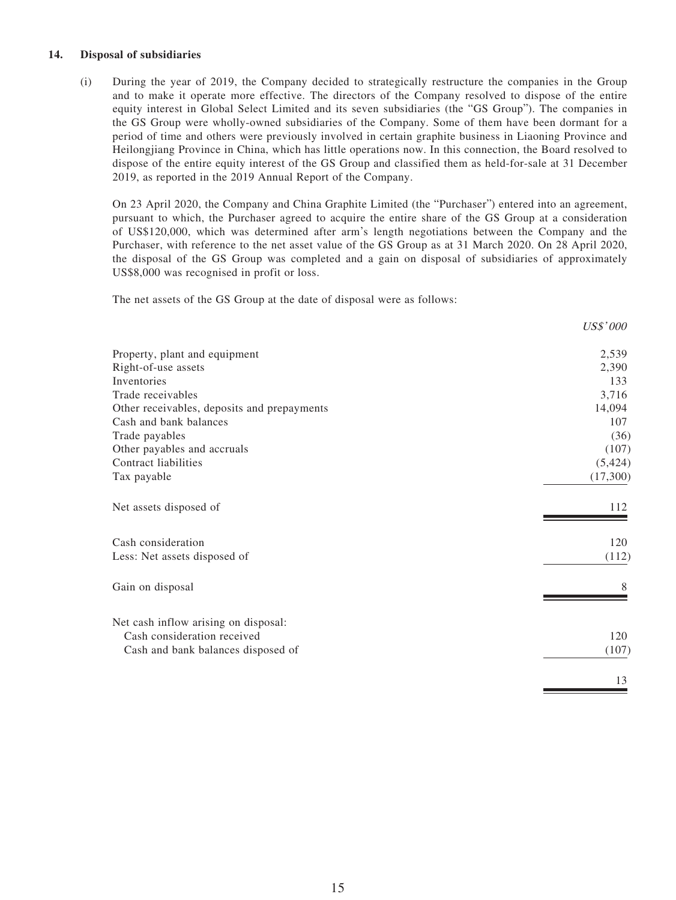### 14. Disposal of subsidiaries

(i) During the year of 2019, the Company decided to strategically restructure the companies in the Group and to make it operate more effective. The directors of the Company resolved to dispose of the entire equity interest in Global Select Limited and its seven subsidiaries (the "GS Group"). The companies in the GS Group were wholly-owned subsidiaries of the Company. Some of them have been dormant for a period of time and others were previously involved in certain graphite business in Liaoning Province and Heilongjiang Province in China, which has little operations now. In this connection, the Board resolved to dispose of the entire equity interest of the GS Group and classified them as held-for-sale at 31 December 2019, as reported in the 2019 Annual Report of the Company.

On 23 April 2020, the Company and China Graphite Limited (the "Purchaser") entered into an agreement, pursuant to which, the Purchaser agreed to acquire the entire share of the GS Group at a consideration of US$120,000, which was determined after arm's length negotiations between the Company and the Purchaser, with reference to the net asset value of the GS Group as at 31 March 2020. On 28 April 2020, the disposal of the GS Group was completed and a gain on disposal of subsidiaries of approximately US$8,000 was recognised in profit or loss.

The net assets of the GS Group at the date of disposal were as follows:

| | *US$'000* |
|---|---:|
| Property, plant and equipment | 2,539 |
| Right-of-use assets | 2,390 |
| Inventories | 133 |
| Trade receivables | 3,716 |
| Other receivables, deposits and prepayments | 14,094 |
| Cash and bank balances | 107 |
| Trade payables | (36) |
| Other payables and accruals | (107) |
| Contract liabilities | (5,424) |
| Tax payable | (17,300) |
| Net assets disposed of | 112 |
| Cash consideration | 120 |
| Less: Net assets disposed of | (112) |
| Gain on disposal | 8 |
| Net cash inflow arising on disposal: | |
| Cash consideration received | 120 |
| Cash and bank balances disposed of | (107) |
| | 13 |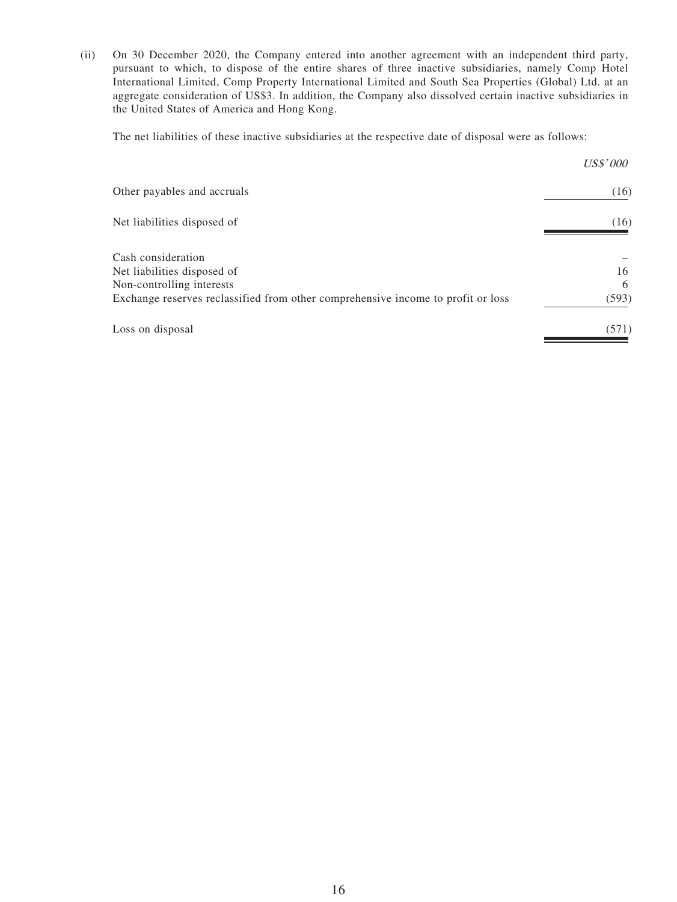(ii) On 30 December 2020, the Company entered into another agreement with an independent third party, pursuant to which, to dispose of the entire shares of three inactive subsidiaries, namely Comp Hotel International Limited, Comp Property International Limited and South Sea Properties (Global) Ltd. at an aggregate consideration of US$3. In addition, the Company also dissolved certain inactive subsidiaries in the United States of America and Hong Kong.

The net liabilities of these inactive subsidiaries at the respective date of disposal were as follows:

| | *US$'000* |
|---|---|
| Other payables and accruals | (16) |
| Net liabilities disposed of | (16) |
| Cash consideration | – |
| Net liabilities disposed of | 16 |
| Non-controlling interests | 6 |
| Exchange reserves reclassified from other comprehensive income to profit or loss | (593) |
| Loss on disposal | (571) |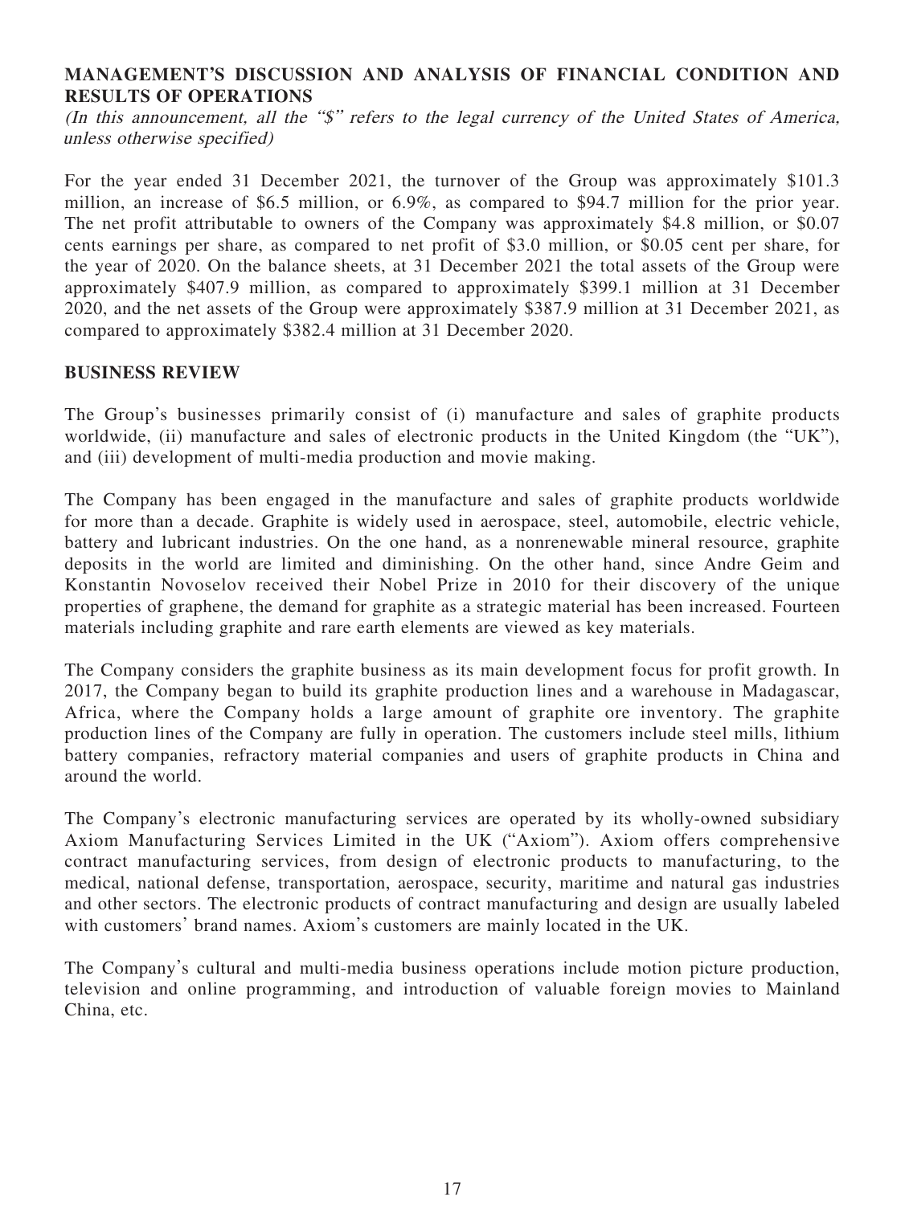## MANAGEMENT'S DISCUSSION AND ANALYSIS OF FINANCIAL CONDITION AND RESULTS OF OPERATIONS

*(In this announcement, all the "$" refers to the legal currency of the United States of America, unless otherwise specified)*

For the year ended 31 December 2021, the turnover of the Group was approximately $101.3 million, an increase of $6.5 million, or 6.9%, as compared to $94.7 million for the prior year. The net profit attributable to owners of the Company was approximately $4.8 million, or $0.07 cents earnings per share, as compared to net profit of $3.0 million, or $0.05 cent per share, for the year of 2020. On the balance sheets, at 31 December 2021 the total assets of the Group were approximately $407.9 million, as compared to approximately $399.1 million at 31 December 2020, and the net assets of the Group were approximately $387.9 million at 31 December 2021, as compared to approximately $382.4 million at 31 December 2020.

## BUSINESS REVIEW

The Group's businesses primarily consist of (i) manufacture and sales of graphite products worldwide, (ii) manufacture and sales of electronic products in the United Kingdom (the "UK"), and (iii) development of multi-media production and movie making.

The Company has been engaged in the manufacture and sales of graphite products worldwide for more than a decade. Graphite is widely used in aerospace, steel, automobile, electric vehicle, battery and lubricant industries. On the one hand, as a nonrenewable mineral resource, graphite deposits in the world are limited and diminishing. On the other hand, since Andre Geim and Konstantin Novoselov received their Nobel Prize in 2010 for their discovery of the unique properties of graphene, the demand for graphite as a strategic material has been increased. Fourteen materials including graphite and rare earth elements are viewed as key materials.

The Company considers the graphite business as its main development focus for profit growth. In 2017, the Company began to build its graphite production lines and a warehouse in Madagascar, Africa, where the Company holds a large amount of graphite ore inventory. The graphite production lines of the Company are fully in operation. The customers include steel mills, lithium battery companies, refractory material companies and users of graphite products in China and around the world.

The Company's electronic manufacturing services are operated by its wholly-owned subsidiary Axiom Manufacturing Services Limited in the UK ("Axiom"). Axiom offers comprehensive contract manufacturing services, from design of electronic products to manufacturing, to the medical, national defense, transportation, aerospace, security, maritime and natural gas industries and other sectors. The electronic products of contract manufacturing and design are usually labeled with customers' brand names. Axiom's customers are mainly located in the UK.

The Company's cultural and multi-media business operations include motion picture production, television and online programming, and introduction of valuable foreign movies to Mainland China, etc.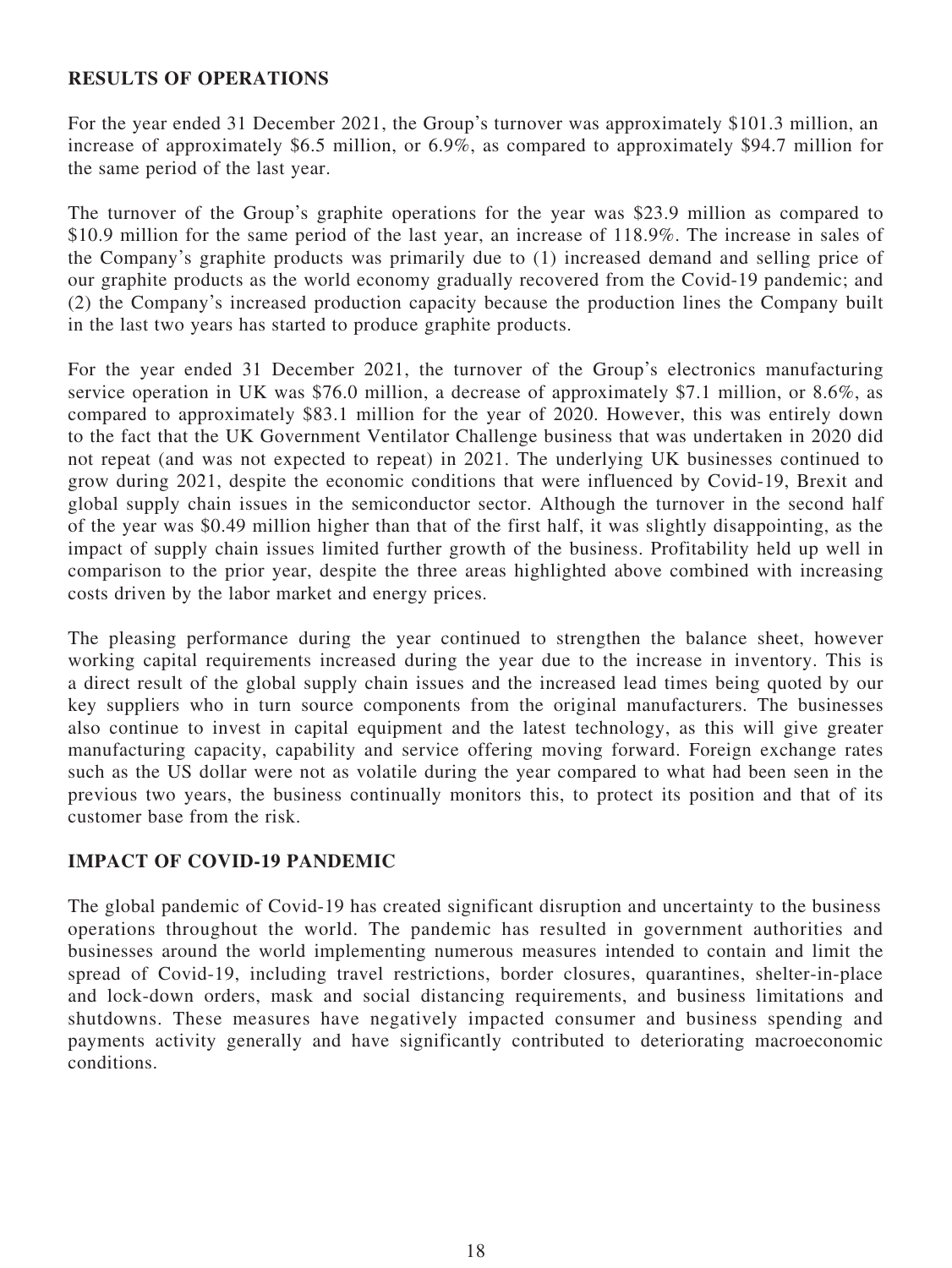## RESULTS OF OPERATIONS

For the year ended 31 December 2021, the Group's turnover was approximately $101.3 million, an increase of approximately $6.5 million, or 6.9%, as compared to approximately $94.7 million for the same period of the last year.

The turnover of the Group's graphite operations for the year was $23.9 million as compared to $10.9 million for the same period of the last year, an increase of 118.9%. The increase in sales of the Company's graphite products was primarily due to (1) increased demand and selling price of our graphite products as the world economy gradually recovered from the Covid-19 pandemic; and (2) the Company's increased production capacity because the production lines the Company built in the last two years has started to produce graphite products.

For the year ended 31 December 2021, the turnover of the Group's electronics manufacturing service operation in UK was $76.0 million, a decrease of approximately $7.1 million, or 8.6%, as compared to approximately $83.1 million for the year of 2020. However, this was entirely down to the fact that the UK Government Ventilator Challenge business that was undertaken in 2020 did not repeat (and was not expected to repeat) in 2021. The underlying UK businesses continued to grow during 2021, despite the economic conditions that were influenced by Covid-19, Brexit and global supply chain issues in the semiconductor sector. Although the turnover in the second half of the year was $0.49 million higher than that of the first half, it was slightly disappointing, as the impact of supply chain issues limited further growth of the business. Profitability held up well in comparison to the prior year, despite the three areas highlighted above combined with increasing costs driven by the labor market and energy prices.

The pleasing performance during the year continued to strengthen the balance sheet, however working capital requirements increased during the year due to the increase in inventory. This is a direct result of the global supply chain issues and the increased lead times being quoted by our key suppliers who in turn source components from the original manufacturers. The businesses also continue to invest in capital equipment and the latest technology, as this will give greater manufacturing capacity, capability and service offering moving forward. Foreign exchange rates such as the US dollar were not as volatile during the year compared to what had been seen in the previous two years, the business continually monitors this, to protect its position and that of its customer base from the risk.

## IMPACT OF COVID-19 PANDEMIC

The global pandemic of Covid-19 has created significant disruption and uncertainty to the business operations throughout the world. The pandemic has resulted in government authorities and businesses around the world implementing numerous measures intended to contain and limit the spread of Covid-19, including travel restrictions, border closures, quarantines, shelter-in-place and lock-down orders, mask and social distancing requirements, and business limitations and shutdowns. These measures have negatively impacted consumer and business spending and payments activity generally and have significantly contributed to deteriorating macroeconomic conditions.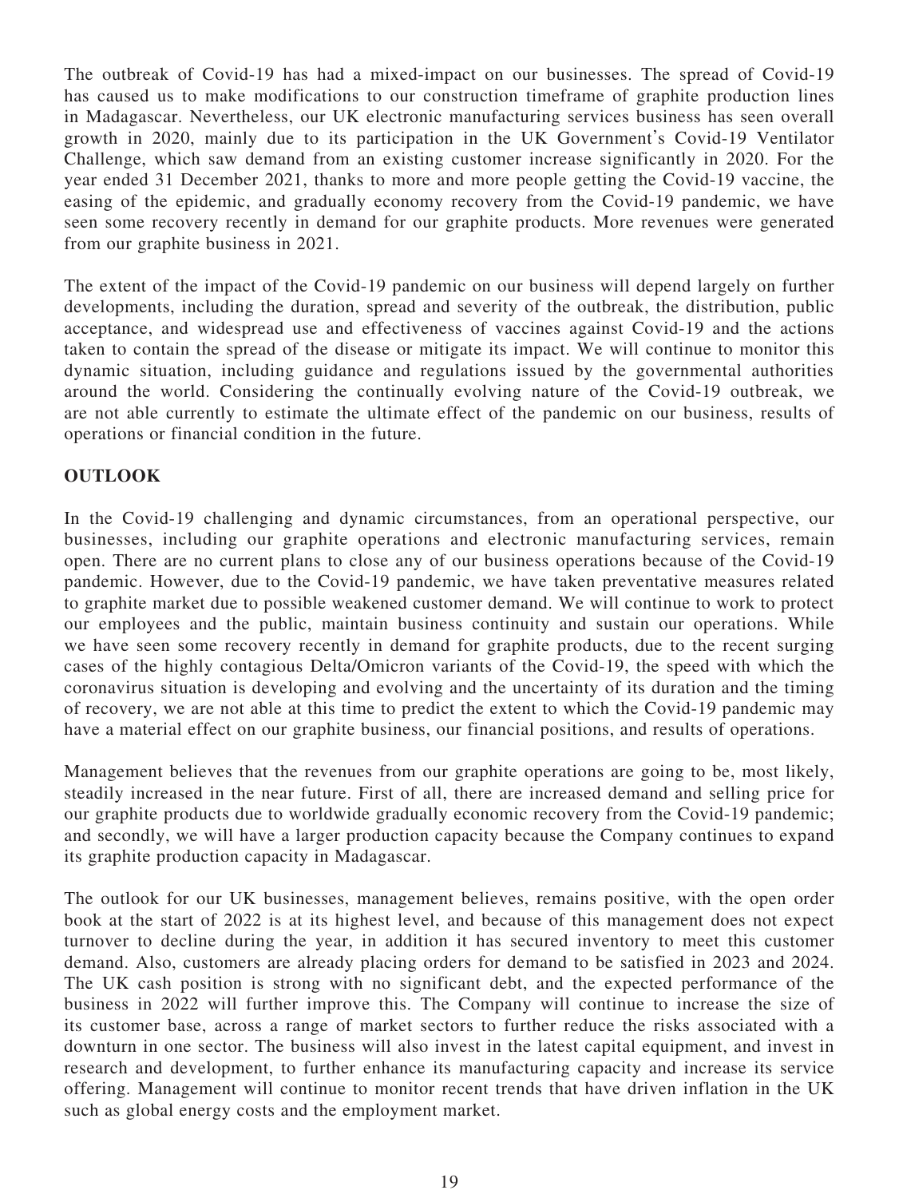The outbreak of Covid-19 has had a mixed-impact on our businesses. The spread of Covid-19 has caused us to make modifications to our construction timeframe of graphite production lines in Madagascar. Nevertheless, our UK electronic manufacturing services business has seen overall growth in 2020, mainly due to its participation in the UK Government's Covid-19 Ventilator Challenge, which saw demand from an existing customer increase significantly in 2020. For the year ended 31 December 2021, thanks to more and more people getting the Covid-19 vaccine, the easing of the epidemic, and gradually economy recovery from the Covid-19 pandemic, we have seen some recovery recently in demand for our graphite products. More revenues were generated from our graphite business in 2021.

The extent of the impact of the Covid-19 pandemic on our business will depend largely on further developments, including the duration, spread and severity of the outbreak, the distribution, public acceptance, and widespread use and effectiveness of vaccines against Covid-19 and the actions taken to contain the spread of the disease or mitigate its impact. We will continue to monitor this dynamic situation, including guidance and regulations issued by the governmental authorities around the world. Considering the continually evolving nature of the Covid-19 outbreak, we are not able currently to estimate the ultimate effect of the pandemic on our business, results of operations or financial condition in the future.

**OUTLOOK**

In the Covid-19 challenging and dynamic circumstances, from an operational perspective, our businesses, including our graphite operations and electronic manufacturing services, remain open. There are no current plans to close any of our business operations because of the Covid-19 pandemic. However, due to the Covid-19 pandemic, we have taken preventative measures related to graphite market due to possible weakened customer demand. We will continue to work to protect our employees and the public, maintain business continuity and sustain our operations. While we have seen some recovery recently in demand for graphite products, due to the recent surging cases of the highly contagious Delta/Omicron variants of the Covid-19, the speed with which the coronavirus situation is developing and evolving and the uncertainty of its duration and the timing of recovery, we are not able at this time to predict the extent to which the Covid-19 pandemic may have a material effect on our graphite business, our financial positions, and results of operations.

Management believes that the revenues from our graphite operations are going to be, most likely, steadily increased in the near future. First of all, there are increased demand and selling price for our graphite products due to worldwide gradually economic recovery from the Covid-19 pandemic; and secondly, we will have a larger production capacity because the Company continues to expand its graphite production capacity in Madagascar.

The outlook for our UK businesses, management believes, remains positive, with the open order book at the start of 2022 is at its highest level, and because of this management does not expect turnover to decline during the year, in addition it has secured inventory to meet this customer demand. Also, customers are already placing orders for demand to be satisfied in 2023 and 2024. The UK cash position is strong with no significant debt, and the expected performance of the business in 2022 will further improve this. The Company will continue to increase the size of its customer base, across a range of market sectors to further reduce the risks associated with a downturn in one sector. The business will also invest in the latest capital equipment, and invest in research and development, to further enhance its manufacturing capacity and increase its service offering. Management will continue to monitor recent trends that have driven inflation in the UK such as global energy costs and the employment market.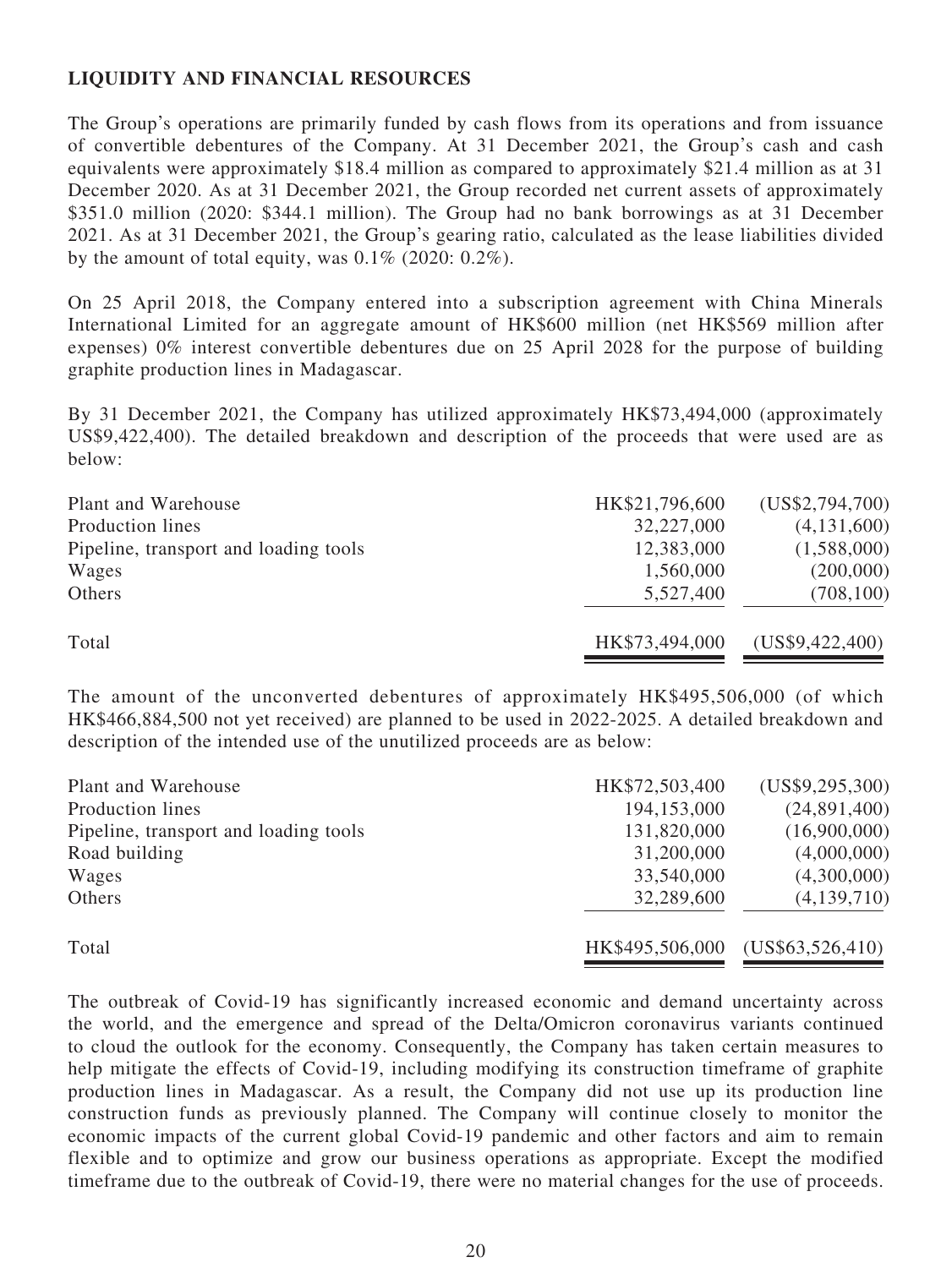## LIQUIDITY AND FINANCIAL RESOURCES

The Group's operations are primarily funded by cash flows from its operations and from issuance of convertible debentures of the Company. At 31 December 2021, the Group's cash and cash equivalents were approximately $18.4 million as compared to approximately $21.4 million as at 31 December 2020. As at 31 December 2021, the Group recorded net current assets of approximately $351.0 million (2020: $344.1 million). The Group had no bank borrowings as at 31 December 2021. As at 31 December 2021, the Group's gearing ratio, calculated as the lease liabilities divided by the amount of total equity, was 0.1% (2020: 0.2%).

On 25 April 2018, the Company entered into a subscription agreement with China Minerals International Limited for an aggregate amount of HK$600 million (net HK$569 million after expenses) 0% interest convertible debentures due on 25 April 2028 for the purpose of building graphite production lines in Madagascar.

By 31 December 2021, the Company has utilized approximately HK$73,494,000 (approximately US$9,422,400). The detailed breakdown and description of the proceeds that were used are as below:

| | | |
|---|---|---|
| Plant and Warehouse | HK$21,796,600 | (US$2,794,700) |
| Production lines | 32,227,000 | (4,131,600) |
| Pipeline, transport and loading tools | 12,383,000 | (1,588,000) |
| Wages | 1,560,000 | (200,000) |
| Others | 5,527,400 | (708,100) |
| Total | HK$73,494,000 | (US$9,422,400) |

The amount of the unconverted debentures of approximately HK$495,506,000 (of which HK$466,884,500 not yet received) are planned to be used in 2022-2025. A detailed breakdown and description of the intended use of the unutilized proceeds are as below:

| | | |
|---|---|---|
| Plant and Warehouse | HK$72,503,400 | (US$9,295,300) |
| Production lines | 194,153,000 | (24,891,400) |
| Pipeline, transport and loading tools | 131,820,000 | (16,900,000) |
| Road building | 31,200,000 | (4,000,000) |
| Wages | 33,540,000 | (4,300,000) |
| Others | 32,289,600 | (4,139,710) |
| Total | HK$495,506,000 | (US$63,526,410) |

The outbreak of Covid-19 has significantly increased economic and demand uncertainty across the world, and the emergence and spread of the Delta/Omicron coronavirus variants continued to cloud the outlook for the economy. Consequently, the Company has taken certain measures to help mitigate the effects of Covid-19, including modifying its construction timeframe of graphite production lines in Madagascar. As a result, the Company did not use up its production line construction funds as previously planned. The Company will continue closely to monitor the economic impacts of the current global Covid-19 pandemic and other factors and aim to remain flexible and to optimize and grow our business operations as appropriate. Except the modified timeframe due to the outbreak of Covid-19, there were no material changes for the use of proceeds.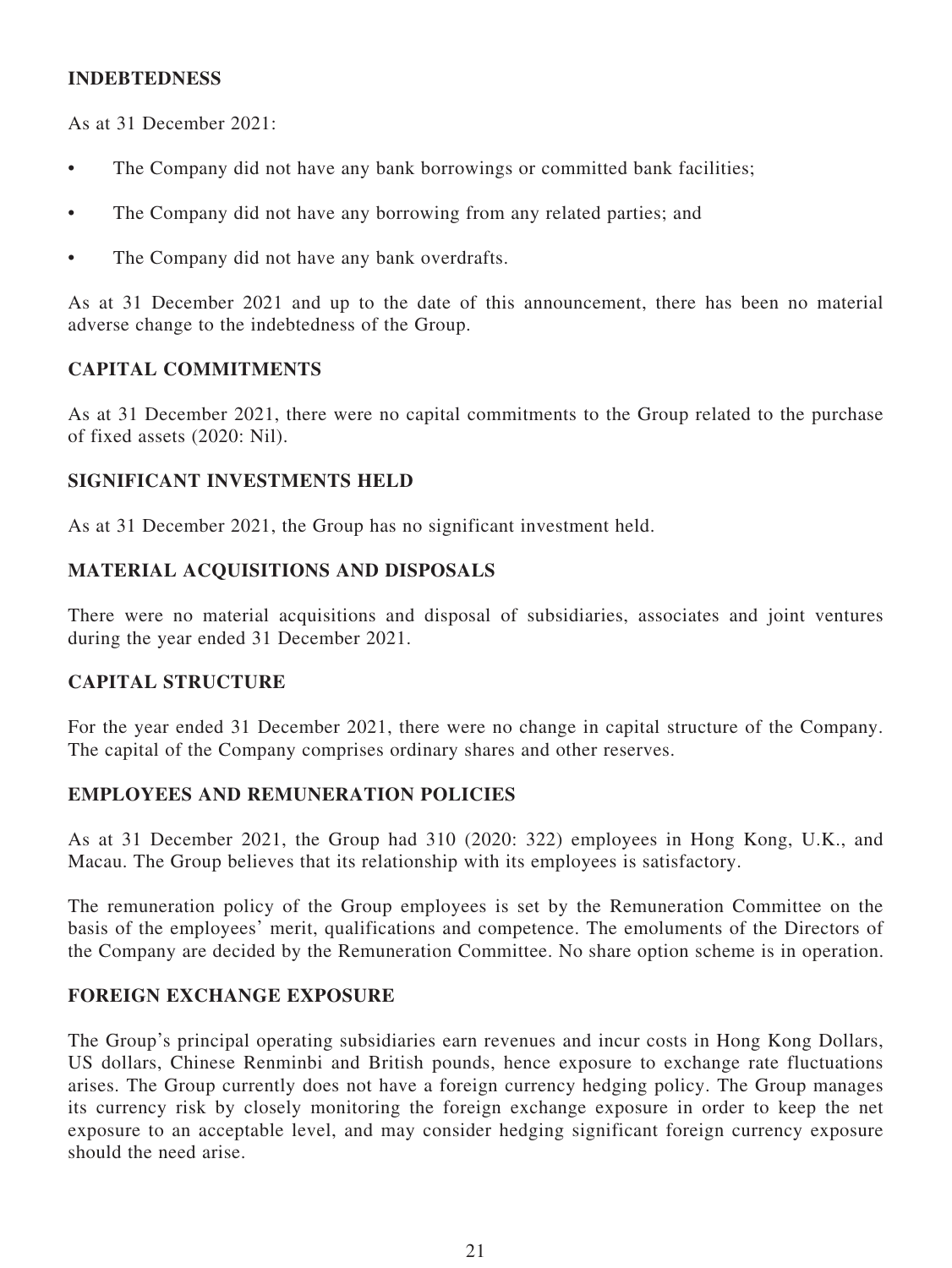## INDEBTEDNESS

As at 31 December 2021:

- The Company did not have any bank borrowings or committed bank facilities;
- The Company did not have any borrowing from any related parties; and
- The Company did not have any bank overdrafts.

As at 31 December 2021 and up to the date of this announcement, there has been no material adverse change to the indebtedness of the Group.

## CAPITAL COMMITMENTS

As at 31 December 2021, there were no capital commitments to the Group related to the purchase of fixed assets (2020: Nil).

## SIGNIFICANT INVESTMENTS HELD

As at 31 December 2021, the Group has no significant investment held.

## MATERIAL ACQUISITIONS AND DISPOSALS

There were no material acquisitions and disposal of subsidiaries, associates and joint ventures during the year ended 31 December 2021.

## CAPITAL STRUCTURE

For the year ended 31 December 2021, there were no change in capital structure of the Company. The capital of the Company comprises ordinary shares and other reserves.

## EMPLOYEES AND REMUNERATION POLICIES

As at 31 December 2021, the Group had 310 (2020: 322) employees in Hong Kong, U.K., and Macau. The Group believes that its relationship with its employees is satisfactory.

The remuneration policy of the Group employees is set by the Remuneration Committee on the basis of the employees' merit, qualifications and competence. The emoluments of the Directors of the Company are decided by the Remuneration Committee. No share option scheme is in operation.

## FOREIGN EXCHANGE EXPOSURE

The Group's principal operating subsidiaries earn revenues and incur costs in Hong Kong Dollars, US dollars, Chinese Renminbi and British pounds, hence exposure to exchange rate fluctuations arises. The Group currently does not have a foreign currency hedging policy. The Group manages its currency risk by closely monitoring the foreign exchange exposure in order to keep the net exposure to an acceptable level, and may consider hedging significant foreign currency exposure should the need arise.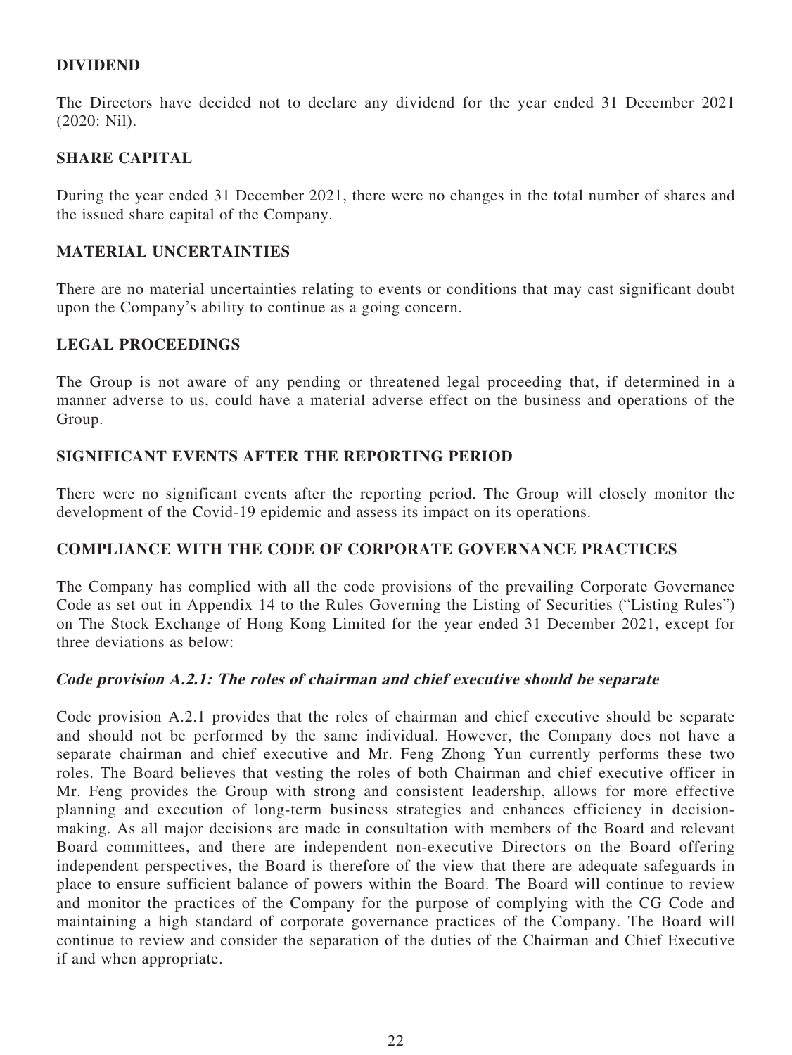## DIVIDEND

The Directors have decided not to declare any dividend for the year ended 31 December 2021 (2020: Nil).

## SHARE CAPITAL

During the year ended 31 December 2021, there were no changes in the total number of shares and the issued share capital of the Company.

## MATERIAL UNCERTAINTIES

There are no material uncertainties relating to events or conditions that may cast significant doubt upon the Company's ability to continue as a going concern.

## LEGAL PROCEEDINGS

The Group is not aware of any pending or threatened legal proceeding that, if determined in a manner adverse to us, could have a material adverse effect on the business and operations of the Group.

## SIGNIFICANT EVENTS AFTER THE REPORTING PERIOD

There were no significant events after the reporting period. The Group will closely monitor the development of the Covid-19 epidemic and assess its impact on its operations.

## COMPLIANCE WITH THE CODE OF CORPORATE GOVERNANCE PRACTICES

The Company has complied with all the code provisions of the prevailing Corporate Governance Code as set out in Appendix 14 to the Rules Governing the Listing of Securities ("Listing Rules") on The Stock Exchange of Hong Kong Limited for the year ended 31 December 2021, except for three deviations as below:

### *Code provision A.2.1: The roles of chairman and chief executive should be separate*

Code provision A.2.1 provides that the roles of chairman and chief executive should be separate and should not be performed by the same individual. However, the Company does not have a separate chairman and chief executive and Mr. Feng Zhong Yun currently performs these two roles. The Board believes that vesting the roles of both Chairman and chief executive officer in Mr. Feng provides the Group with strong and consistent leadership, allows for more effective planning and execution of long-term business strategies and enhances efficiency in decision-making. As all major decisions are made in consultation with members of the Board and relevant Board committees, and there are independent non-executive Directors on the Board offering independent perspectives, the Board is therefore of the view that there are adequate safeguards in place to ensure sufficient balance of powers within the Board. The Board will continue to review and monitor the practices of the Company for the purpose of complying with the CG Code and maintaining a high standard of corporate governance practices of the Company. The Board will continue to review and consider the separation of the duties of the Chairman and Chief Executive if and when appropriate.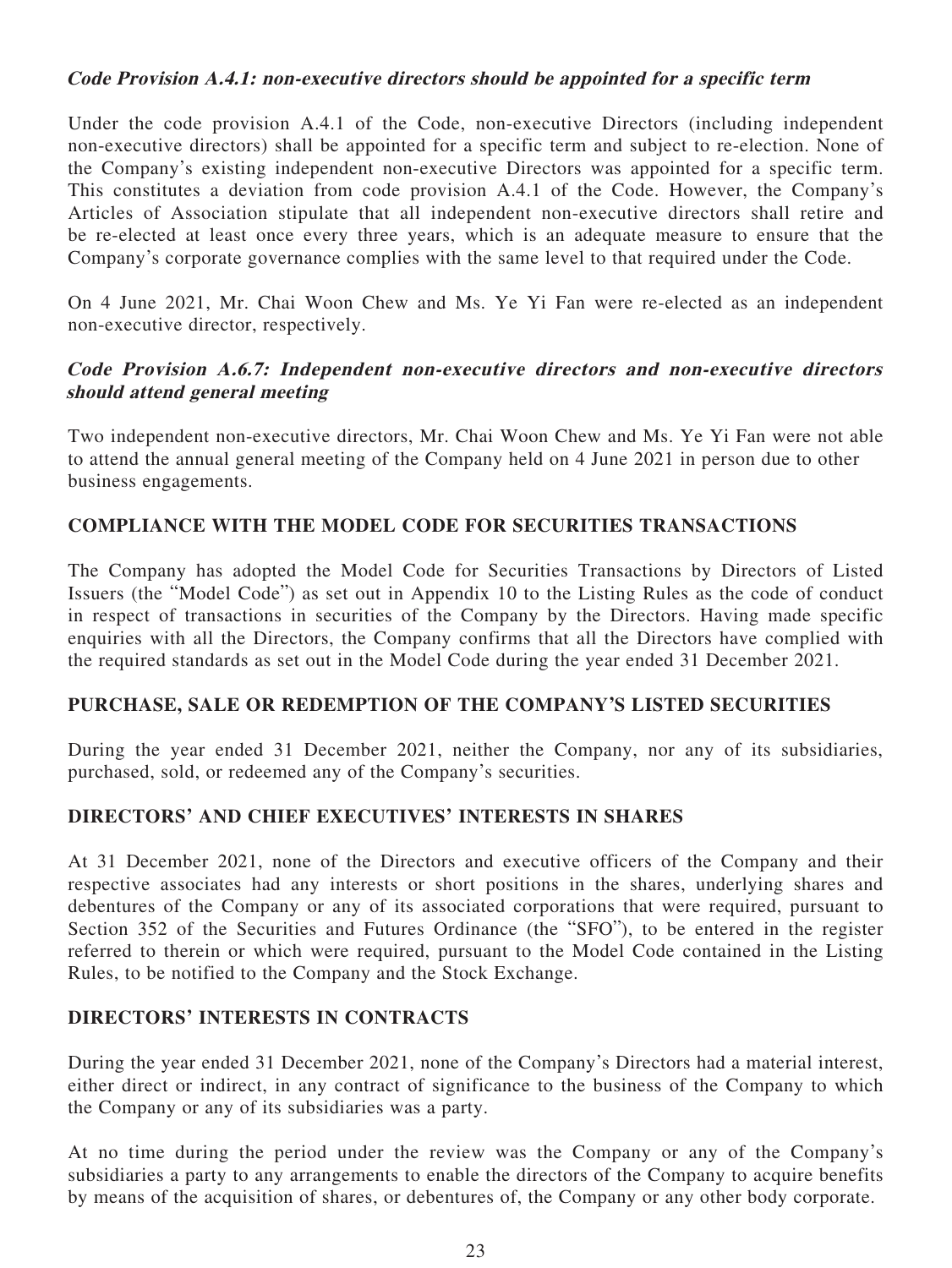***Code Provision A.4.1: non-executive directors should be appointed for a specific term***

Under the code provision A.4.1 of the Code, non-executive Directors (including independent non-executive directors) shall be appointed for a specific term and subject to re-election. None of the Company's existing independent non-executive Directors was appointed for a specific term. This constitutes a deviation from code provision A.4.1 of the Code. However, the Company's Articles of Association stipulate that all independent non-executive directors shall retire and be re-elected at least once every three years, which is an adequate measure to ensure that the Company's corporate governance complies with the same level to that required under the Code.

On 4 June 2021, Mr. Chai Woon Chew and Ms. Ye Yi Fan were re-elected as an independent non-executive director, respectively.

***Code Provision A.6.7: Independent non-executive directors and non-executive directors should attend general meeting***

Two independent non-executive directors, Mr. Chai Woon Chew and Ms. Ye Yi Fan were not able to attend the annual general meeting of the Company held on 4 June 2021 in person due to other business engagements.

## COMPLIANCE WITH THE MODEL CODE FOR SECURITIES TRANSACTIONS

The Company has adopted the Model Code for Securities Transactions by Directors of Listed Issuers (the "Model Code") as set out in Appendix 10 to the Listing Rules as the code of conduct in respect of transactions in securities of the Company by the Directors. Having made specific enquiries with all the Directors, the Company confirms that all the Directors have complied with the required standards as set out in the Model Code during the year ended 31 December 2021.

## PURCHASE, SALE OR REDEMPTION OF THE COMPANY'S LISTED SECURITIES

During the year ended 31 December 2021, neither the Company, nor any of its subsidiaries, purchased, sold, or redeemed any of the Company's securities.

## DIRECTORS' AND CHIEF EXECUTIVES' INTERESTS IN SHARES

At 31 December 2021, none of the Directors and executive officers of the Company and their respective associates had any interests or short positions in the shares, underlying shares and debentures of the Company or any of its associated corporations that were required, pursuant to Section 352 of the Securities and Futures Ordinance (the "SFO"), to be entered in the register referred to therein or which were required, pursuant to the Model Code contained in the Listing Rules, to be notified to the Company and the Stock Exchange.

## DIRECTORS' INTERESTS IN CONTRACTS

During the year ended 31 December 2021, none of the Company's Directors had a material interest, either direct or indirect, in any contract of significance to the business of the Company to which the Company or any of its subsidiaries was a party.

At no time during the period under the review was the Company or any of the Company's subsidiaries a party to any arrangements to enable the directors of the Company to acquire benefits by means of the acquisition of shares, or debentures of, the Company or any other body corporate.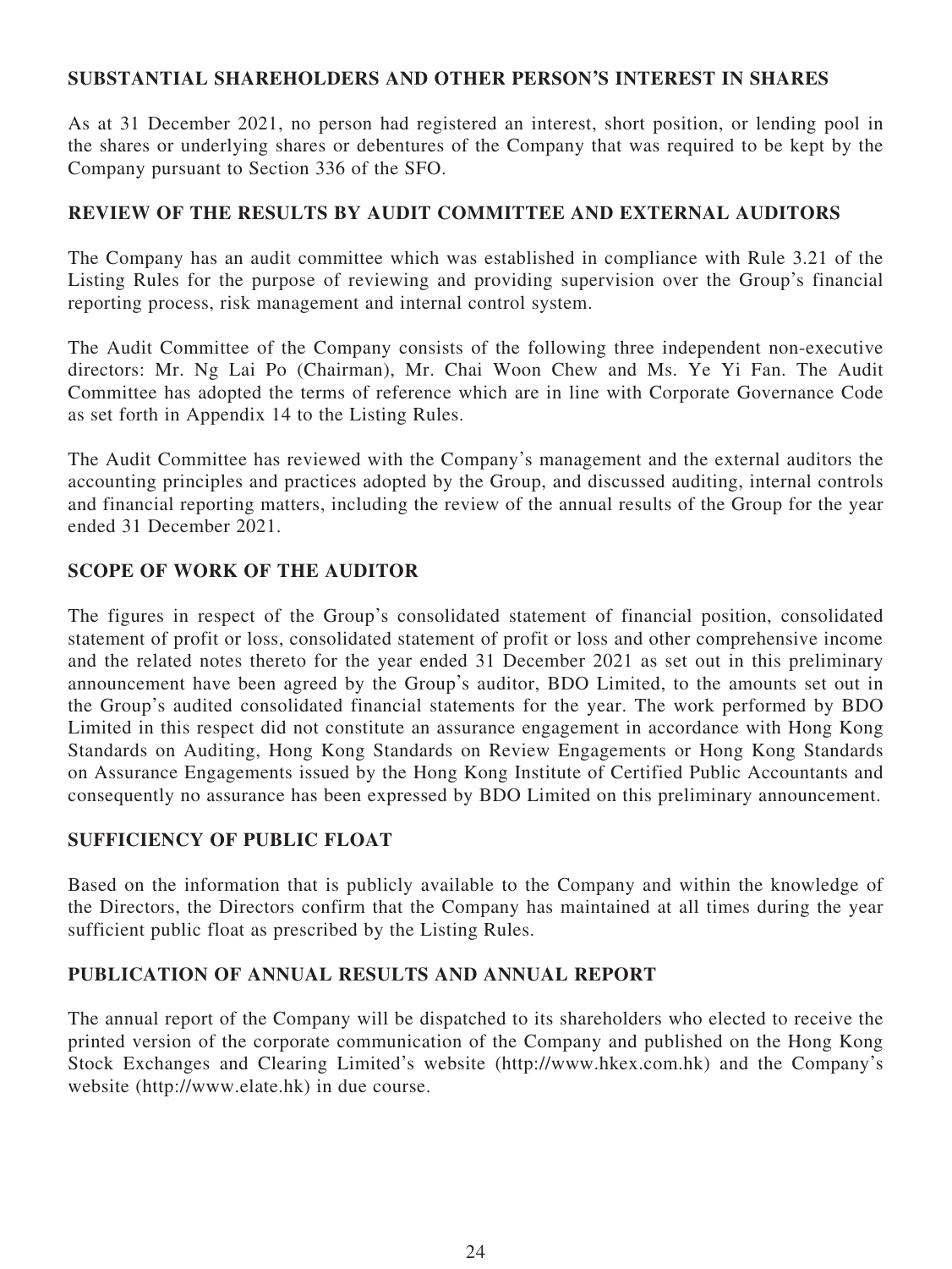## SUBSTANTIAL SHAREHOLDERS AND OTHER PERSON'S INTEREST IN SHARES

As at 31 December 2021, no person had registered an interest, short position, or lending pool in the shares or underlying shares or debentures of the Company that was required to be kept by the Company pursuant to Section 336 of the SFO.

## REVIEW OF THE RESULTS BY AUDIT COMMITTEE AND EXTERNAL AUDITORS

The Company has an audit committee which was established in compliance with Rule 3.21 of the Listing Rules for the purpose of reviewing and providing supervision over the Group's financial reporting process, risk management and internal control system.

The Audit Committee of the Company consists of the following three independent non-executive directors: Mr. Ng Lai Po (Chairman), Mr. Chai Woon Chew and Ms. Ye Yi Fan. The Audit Committee has adopted the terms of reference which are in line with Corporate Governance Code as set forth in Appendix 14 to the Listing Rules.

The Audit Committee has reviewed with the Company's management and the external auditors the accounting principles and practices adopted by the Group, and discussed auditing, internal controls and financial reporting matters, including the review of the annual results of the Group for the year ended 31 December 2021.

## SCOPE OF WORK OF THE AUDITOR

The figures in respect of the Group's consolidated statement of financial position, consolidated statement of profit or loss, consolidated statement of profit or loss and other comprehensive income and the related notes thereto for the year ended 31 December 2021 as set out in this preliminary announcement have been agreed by the Group's auditor, BDO Limited, to the amounts set out in the Group's audited consolidated financial statements for the year. The work performed by BDO Limited in this respect did not constitute an assurance engagement in accordance with Hong Kong Standards on Auditing, Hong Kong Standards on Review Engagements or Hong Kong Standards on Assurance Engagements issued by the Hong Kong Institute of Certified Public Accountants and consequently no assurance has been expressed by BDO Limited on this preliminary announcement.

## SUFFICIENCY OF PUBLIC FLOAT

Based on the information that is publicly available to the Company and within the knowledge of the Directors, the Directors confirm that the Company has maintained at all times during the year sufficient public float as prescribed by the Listing Rules.

## PUBLICATION OF ANNUAL RESULTS AND ANNUAL REPORT

The annual report of the Company will be dispatched to its shareholders who elected to receive the printed version of the corporate communication of the Company and published on the Hong Kong Stock Exchanges and Clearing Limited's website (http://www.hkex.com.hk) and the Company's website (http://www.elate.hk) in due course.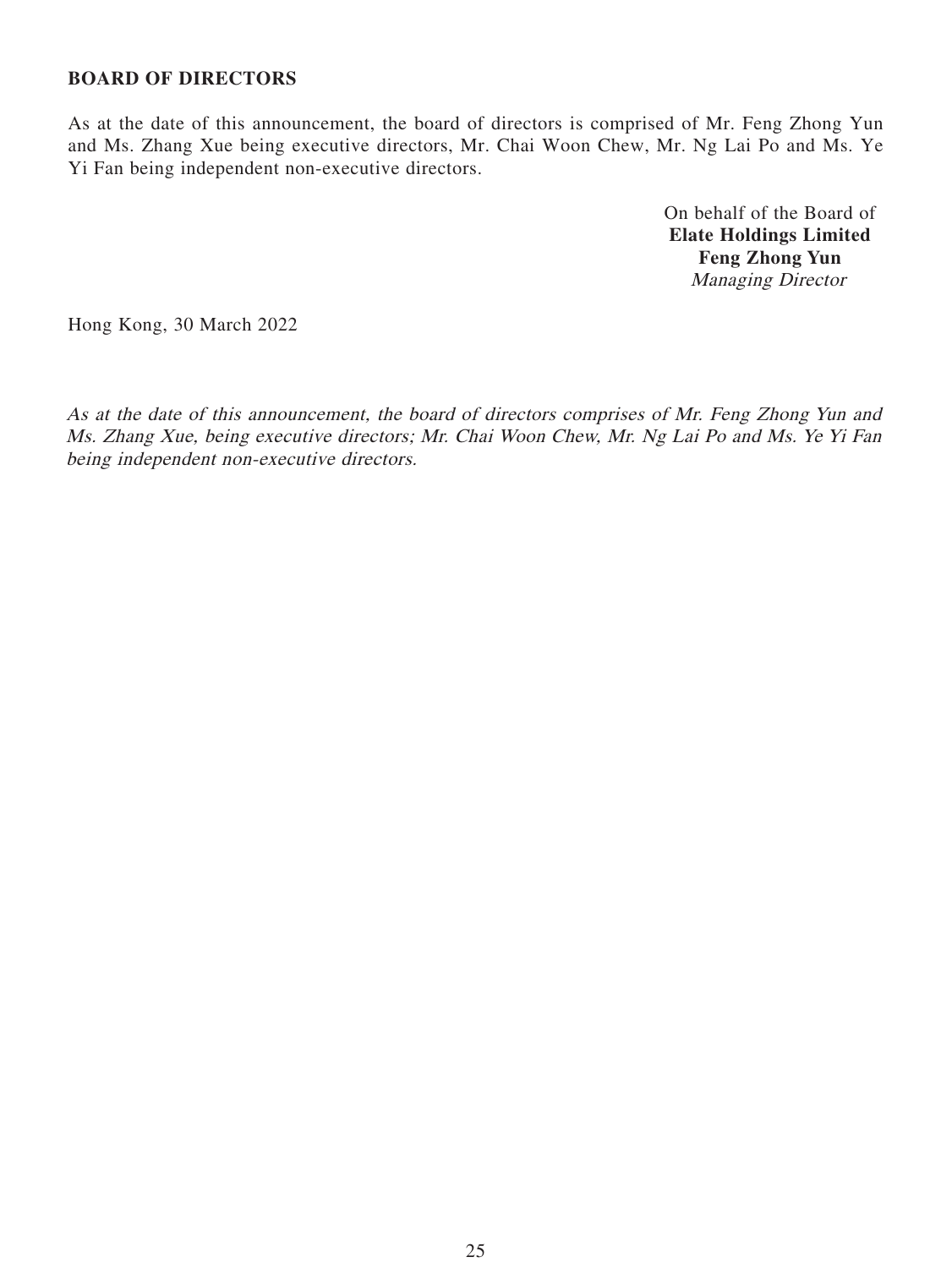**BOARD OF DIRECTORS**

As at the date of this announcement, the board of directors is comprised of Mr. Feng Zhong Yun and Ms. Zhang Xue being executive directors, Mr. Chai Woon Chew, Mr. Ng Lai Po and Ms. Ye Yi Fan being independent non-executive directors.

On behalf of the Board of  
**Elate Holdings Limited**  
**Feng Zhong Yun**  
*Managing Director*

Hong Kong, 30 March 2022

*As at the date of this announcement, the board of directors comprises of Mr. Feng Zhong Yun and Ms. Zhang Xue, being executive directors; Mr. Chai Woon Chew, Mr. Ng Lai Po and Ms. Ye Yi Fan being independent non-executive directors.*